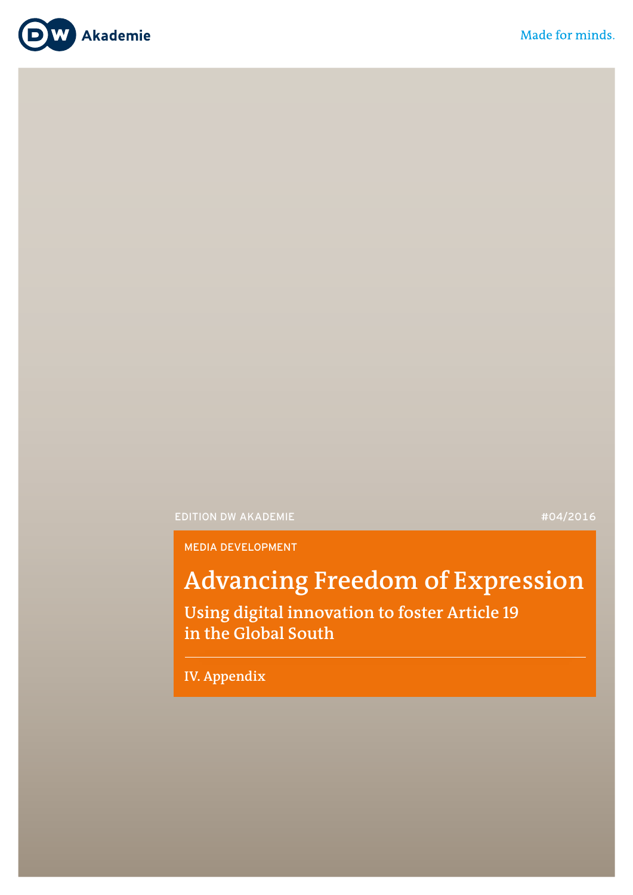DW Akademie

Made for minds.

EDITION DW AKADEMIE

#04/2016

MEDIA DEVELOPMENT

# Advancing Freedom of Expression

## Using digital innovation to foster Article 19 in the Global South

IV. Appendix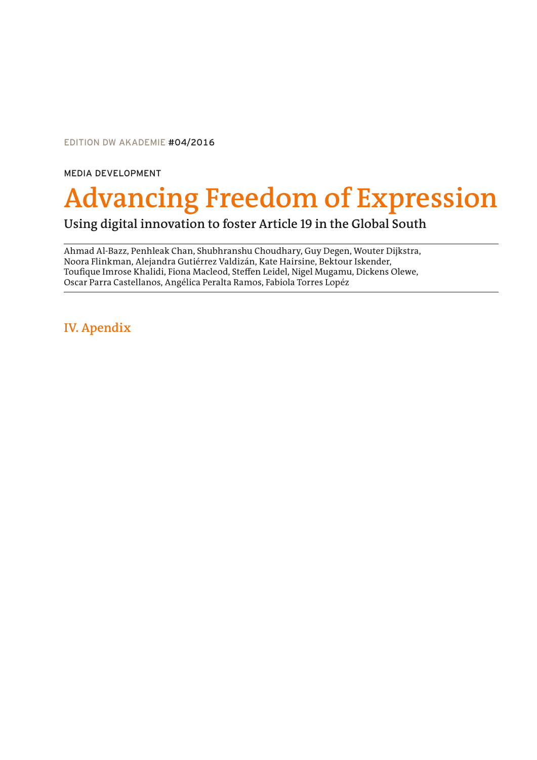EDITION DW AKADEMIE #04/2016

MEDIA DEVELOPMENT

# Advancing Freedom of Expression

## Using digital innovation to foster Article 19 in the Global South

Ahmad Al-Bazz, Penhleak Chan, Shubhranshu Choudhary, Guy Degen, Wouter Dijkstra, Noora Flinkman, Alejandra Gutiérrez Valdizán, Kate Hairsine, Bektour Iskender, Toufique Imrose Khalidi, Fiona Macleod, Steffen Leidel, Nigel Mugamu, Dickens Olewe, Oscar Parra Castellanos, Angélica Peralta Ramos, Fabiola Torres Lopéz

## IV. Apendix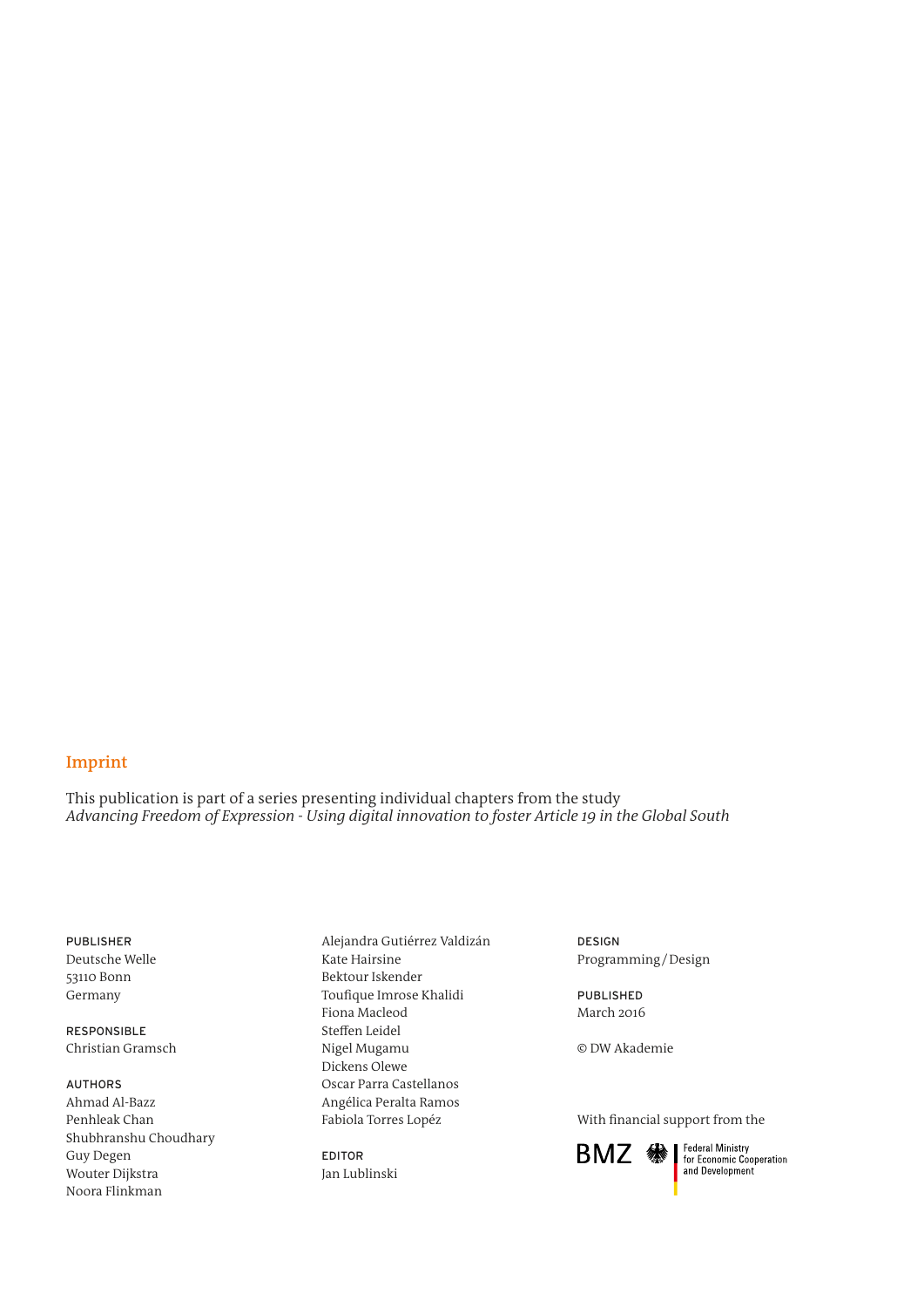## Imprint

This publication is part of a series presenting individual chapters from the study
*Advancing Freedom of Expression - Using digital innovation to foster Article 19 in the Global South*

PUBLISHER
Deutsche Welle
53110 Bonn
Germany

RESPONSIBLE
Christian Gramsch

AUTHORS
Ahmad Al-Bazz
Penhleak Chan
Shubhranshu Choudhary
Guy Degen
Wouter Dijkstra
Noora Flinkman
Alejandra Gutiérrez Valdizán
Kate Hairsine
Bektour Iskender
Toufique Imrose Khalidi
Fiona Macleod
Steffen Leidel
Nigel Mugamu
Dickens Olewe
Oscar Parra Castellanos
Angélica Peralta Ramos
Fabiola Torres Lopéz

EDITOR
Jan Lublinski

DESIGN
Programming / Design

PUBLISHED
March 2016

© DW Akademie

With financial support from the

BMZ Federal Ministry for Economic Cooperation and Development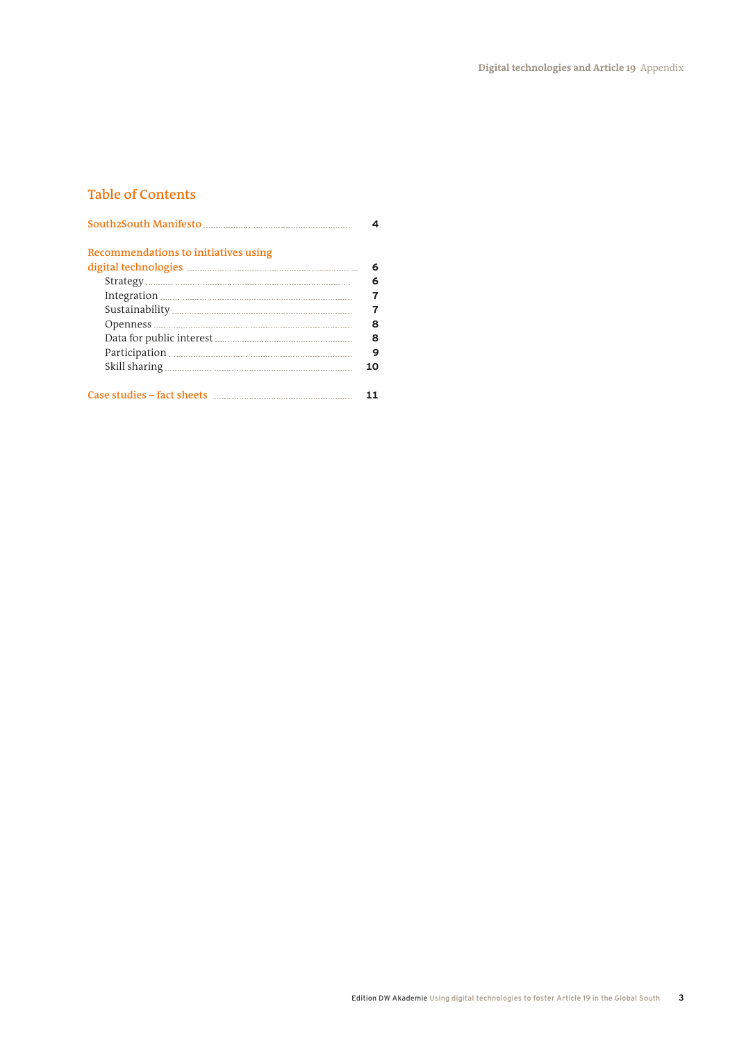## Table of Contents

South2South Manifesto ..... 4

Recommendations to initiatives using digital technologies ..... 6

- Strategy ..... 6
- Integration ..... 7
- Sustainability ..... 7
- Openness ..... 8
- Data for public interest ..... 8
- Participation ..... 9
- Skill sharing ..... 10

Case studies – fact sheets ..... 11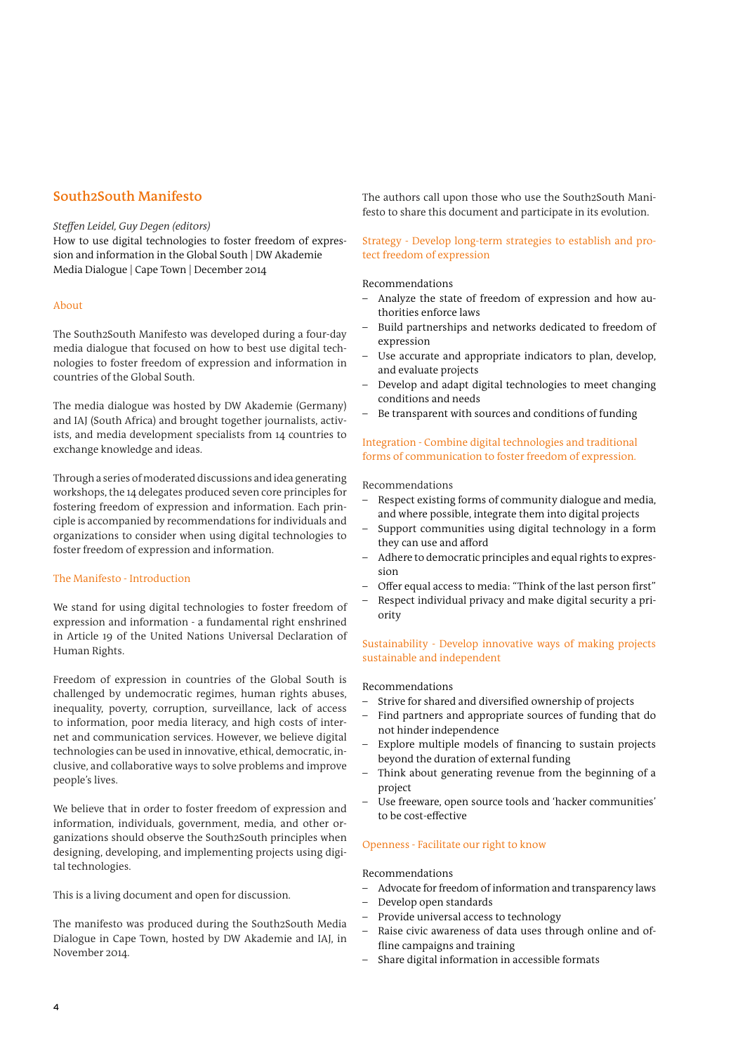## South2South Manifesto

*Steffen Leidel, Guy Degen (editors)*
How to use digital technologies to foster freedom of expression and information in the Global South | DW Akademie Media Dialogue | Cape Town | December 2014

### About

The South2South Manifesto was developed during a four-day media dialogue that focused on how to best use digital technologies to foster freedom of expression and information in countries of the Global South.

The media dialogue was hosted by DW Akademie (Germany) and IAJ (South Africa) and brought together journalists, activists, and media development specialists from 14 countries to exchange knowledge and ideas.

Through a series of moderated discussions and idea generating workshops, the 14 delegates produced seven core principles for fostering freedom of expression and information. Each principle is accompanied by recommendations for individuals and organizations to consider when using digital technologies to foster freedom of expression and information.

### The Manifesto - Introduction

We stand for using digital technologies to foster freedom of expression and information - a fundamental right enshrined in Article 19 of the United Nations Universal Declaration of Human Rights.

Freedom of expression in countries of the Global South is challenged by undemocratic regimes, human rights abuses, inequality, poverty, corruption, surveillance, lack of access to information, poor media literacy, and high costs of internet and communication services. However, we believe digital technologies can be used in innovative, ethical, democratic, inclusive, and collaborative ways to solve problems and improve people's lives.

We believe that in order to foster freedom of expression and information, individuals, government, media, and other organizations should observe the South2South principles when designing, developing, and implementing projects using digital technologies.

This is a living document and open for discussion.

The manifesto was produced during the South2South Media Dialogue in Cape Town, hosted by DW Akademie and IAJ, in November 2014.

The authors call upon those who use the South2South Manifesto to share this document and participate in its evolution.

### Strategy - Develop long-term strategies to establish and protect freedom of expression

Recommendations

- Analyze the state of freedom of expression and how authorities enforce laws
- Build partnerships and networks dedicated to freedom of expression
- Use accurate and appropriate indicators to plan, develop, and evaluate projects
- Develop and adapt digital technologies to meet changing conditions and needs
- Be transparent with sources and conditions of funding

### Integration - Combine digital technologies and traditional forms of communication to foster freedom of expression.

Recommendations

- Respect existing forms of community dialogue and media, and where possible, integrate them into digital projects
- Support communities using digital technology in a form they can use and afford
- Adhere to democratic principles and equal rights to expression
- Offer equal access to media: "Think of the last person first"
- Respect individual privacy and make digital security a priority

### Sustainability - Develop innovative ways of making projects sustainable and independent

Recommendations

- Strive for shared and diversified ownership of projects
- Find partners and appropriate sources of funding that do not hinder independence
- Explore multiple models of financing to sustain projects beyond the duration of external funding
- Think about generating revenue from the beginning of a project
- Use freeware, open source tools and 'hacker communities' to be cost-effective

### Openness - Facilitate our right to know

Recommendations

- Advocate for freedom of information and transparency laws
- Develop open standards
- Provide universal access to technology
- Raise civic awareness of data uses through online and offline campaigns and training
- Share digital information in accessible formats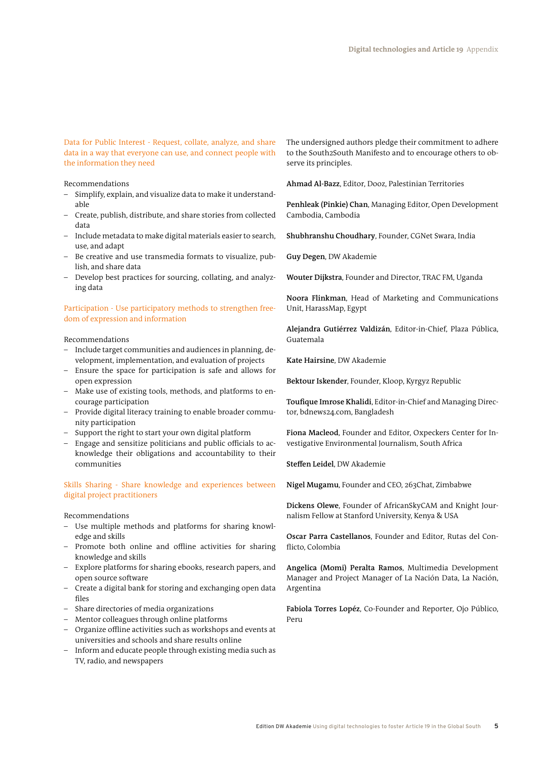Data for Public Interest - Request, collate, analyze, and share data in a way that everyone can use, and connect people with the information they need

Recommendations

- Simplify, explain, and visualize data to make it understandable
- Create, publish, distribute, and share stories from collected data
- Include metadata to make digital materials easier to search, use, and adapt
- Be creative and use transmedia formats to visualize, publish, and share data
- Develop best practices for sourcing, collating, and analyzing data

Participation - Use participatory methods to strengthen freedom of expression and information

Recommendations

- Include target communities and audiences in planning, development, implementation, and evaluation of projects
- Ensure the space for participation is safe and allows for open expression
- Make use of existing tools, methods, and platforms to encourage participation
- Provide digital literacy training to enable broader community participation
- Support the right to start your own digital platform
- Engage and sensitize politicians and public officials to acknowledge their obligations and accountability to their communities

Skills Sharing - Share knowledge and experiences between digital project practitioners

Recommendations

- Use multiple methods and platforms for sharing knowledge and skills
- Promote both online and offline activities for sharing knowledge and skills
- Explore platforms for sharing ebooks, research papers, and open source software
- Create a digital bank for storing and exchanging open data files
- Share directories of media organizations
- Mentor colleagues through online platforms
- Organize offline activities such as workshops and events at universities and schools and share results online
- Inform and educate people through existing media such as TV, radio, and newspapers

The undersigned authors pledge their commitment to adhere to the South2South Manifesto and to encourage others to observe its principles.

**Ahmad Al-Bazz**, Editor, Dooz, Palestinian Territories

**Penhleak (Pinkie) Chan**, Managing Editor, Open Development Cambodia, Cambodia

**Shubhranshu Choudhary**, Founder, CGNet Swara, India

**Guy Degen**, DW Akademie

**Wouter Dijkstra**, Founder and Director, TRAC FM, Uganda

**Noora Flinkman**, Head of Marketing and Communications Unit, HarassMap, Egypt

**Alejandra Gutiérrez Valdizán**, Editor-in-Chief, Plaza Pública, Guatemala

**Kate Hairsine**, DW Akademie

**Bektour Iskender**, Founder, Kloop, Kyrgyz Republic

**Toufique Imrose Khalidi**, Editor-in-Chief and Managing Director, bdnews24.com, Bangladesh

**Fiona Macleod**, Founder and Editor, Oxpeckers Center for Investigative Environmental Journalism, South Africa

**Steffen Leidel**, DW Akademie

**Nigel Mugamu**, Founder and CEO, 263Chat, Zimbabwe

**Dickens Olewe**, Founder of AfricanSkyCAM and Knight Journalism Fellow at Stanford University, Kenya & USA

**Oscar Parra Castellanos**, Founder and Editor, Rutas del Conflicto, Colombia

**Angelica (Momi) Peralta Ramos**, Multimedia Development Manager and Project Manager of La Nación Data, La Nación, Argentina

**Fabiola Torres Lopéz**, Co-Founder and Reporter, Ojo Público, Peru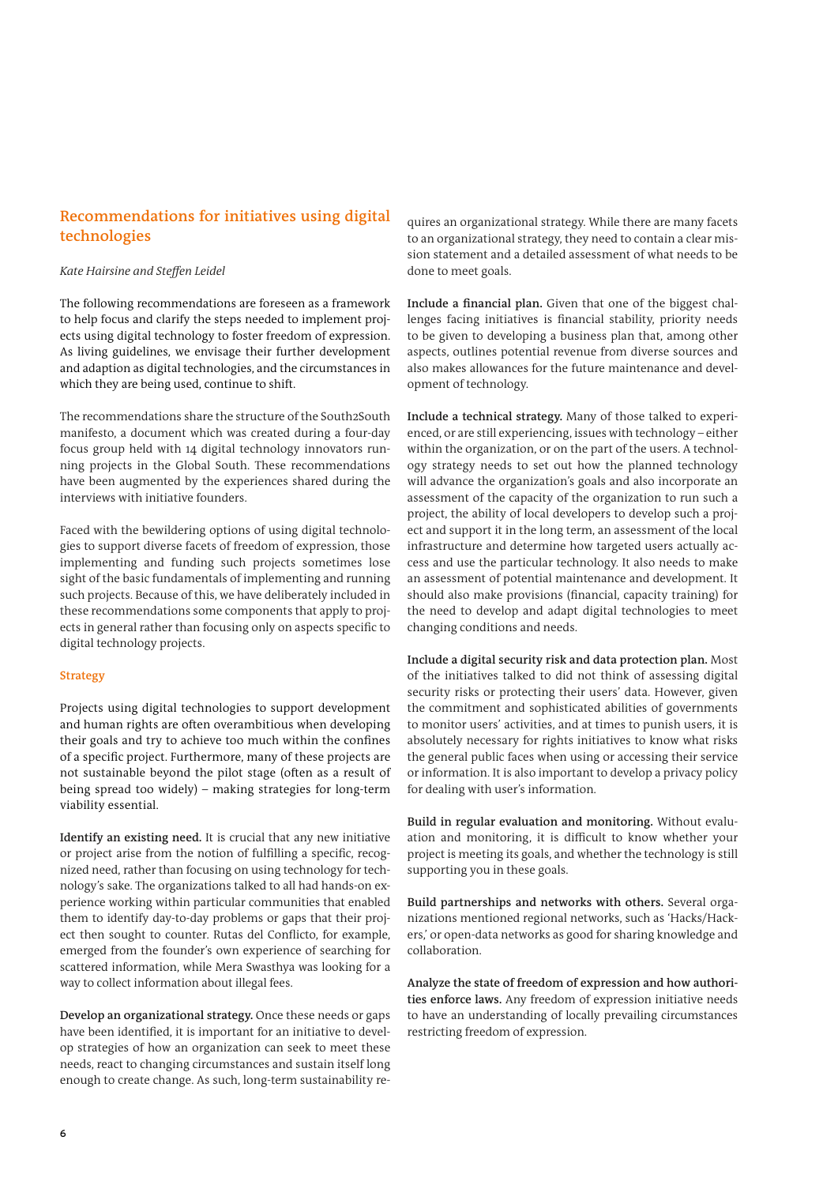## Recommendations for initiatives using digital technologies

*Kate Hairsine and Steffen Leidel*

The following recommendations are foreseen as a framework to help focus and clarify the steps needed to implement projects using digital technology to foster freedom of expression. As living guidelines, we envisage their further development and adaption as digital technologies, and the circumstances in which they are being used, continue to shift.

The recommendations share the structure of the South2South manifesto, a document which was created during a four-day focus group held with 14 digital technology innovators running projects in the Global South. These recommendations have been augmented by the experiences shared during the interviews with initiative founders.

Faced with the bewildering options of using digital technologies to support diverse facets of freedom of expression, those implementing and funding such projects sometimes lose sight of the basic fundamentals of implementing and running such projects. Because of this, we have deliberately included in these recommendations some components that apply to projects in general rather than focusing only on aspects specific to digital technology projects.

### Strategy

Projects using digital technologies to support development and human rights are often overambitious when developing their goals and try to achieve too much within the confines of a specific project. Furthermore, many of these projects are not sustainable beyond the pilot stage (often as a result of being spread too widely) – making strategies for long-term viability essential.

**Identify an existing need.** It is crucial that any new initiative or project arise from the notion of fulfilling a specific, recognized need, rather than focusing on using technology for technology's sake. The organizations talked to all had hands-on experience working within particular communities that enabled them to identify day-to-day problems or gaps that their project then sought to counter. Rutas del Conflicto, for example, emerged from the founder's own experience of searching for scattered information, while Mera Swasthya was looking for a way to collect information about illegal fees.

**Develop an organizational strategy.** Once these needs or gaps have been identified, it is important for an initiative to develop strategies of how an organization can seek to meet these needs, react to changing circumstances and sustain itself long enough to create change. As such, long-term sustainability requires an organizational strategy. While there are many facets to an organizational strategy, they need to contain a clear mission statement and a detailed assessment of what needs to be done to meet goals.

**Include a financial plan.** Given that one of the biggest challenges facing initiatives is financial stability, priority needs to be given to developing a business plan that, among other aspects, outlines potential revenue from diverse sources and also makes allowances for the future maintenance and development of technology.

**Include a technical strategy.** Many of those talked to experienced, or are still experiencing, issues with technology – either within the organization, or on the part of the users. A technology strategy needs to set out how the planned technology will advance the organization's goals and also incorporate an assessment of the capacity of the organization to run such a project, the ability of local developers to develop such a project and support it in the long term, an assessment of the local infrastructure and determine how targeted users actually access and use the particular technology. It also needs to make an assessment of potential maintenance and development. It should also make provisions (financial, capacity training) for the need to develop and adapt digital technologies to meet changing conditions and needs.

**Include a digital security risk and data protection plan.** Most of the initiatives talked to did not think of assessing digital security risks or protecting their users' data. However, given the commitment and sophisticated abilities of governments to monitor users' activities, and at times to punish users, it is absolutely necessary for rights initiatives to know what risks the general public faces when using or accessing their service or information. It is also important to develop a privacy policy for dealing with user's information.

**Build in regular evaluation and monitoring.** Without evaluation and monitoring, it is difficult to know whether your project is meeting its goals, and whether the technology is still supporting you in these goals.

**Build partnerships and networks with others.** Several organizations mentioned regional networks, such as 'Hacks/Hackers,' or open-data networks as good for sharing knowledge and collaboration.

**Analyze the state of freedom of expression and how authorities enforce laws.** Any freedom of expression initiative needs to have an understanding of locally prevailing circumstances restricting freedom of expression.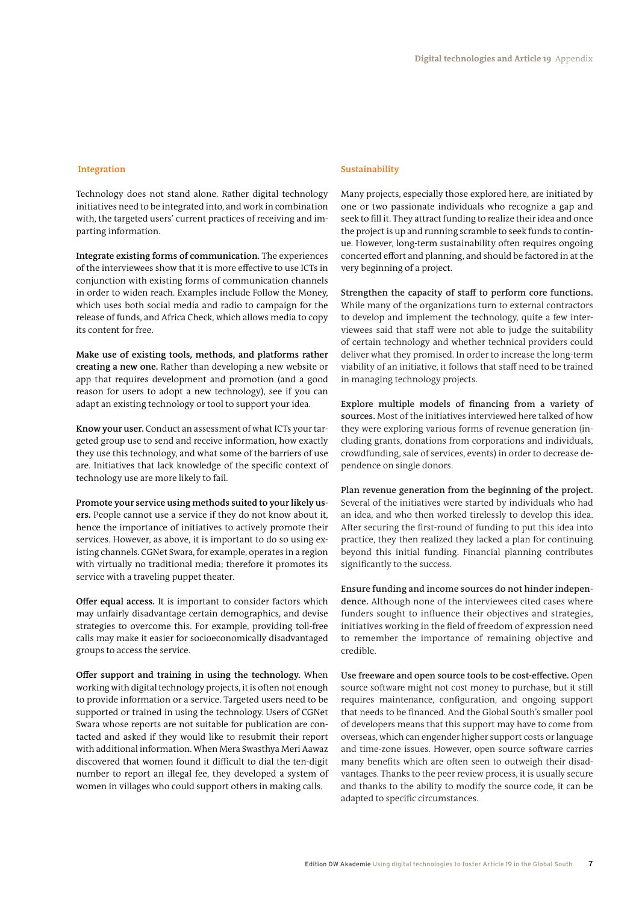## Integration

Technology does not stand alone. Rather digital technology initiatives need to be integrated into, and work in combination with, the targeted users' current practices of receiving and imparting information.

**Integrate existing forms of communication.** The experiences of the interviewees show that it is more effective to use ICTs in conjunction with existing forms of communication channels in order to widen reach. Examples include Follow the Money, which uses both social media and radio to campaign for the release of funds, and Africa Check, which allows media to copy its content for free.

**Make use of existing tools, methods, and platforms rather creating a new one.** Rather than developing a new website or app that requires development and promotion (and a good reason for users to adopt a new technology), see if you can adapt an existing technology or tool to support your idea.

**Know your user.** Conduct an assessment of what ICTs your targeted group use to send and receive information, how exactly they use this technology, and what some of the barriers of use are. Initiatives that lack knowledge of the specific context of technology use are more likely to fail.

**Promote your service using methods suited to your likely users.** People cannot use a service if they do not know about it, hence the importance of initiatives to actively promote their services. However, as above, it is important to do so using existing channels. CGNet Swara, for example, operates in a region with virtually no traditional media; therefore it promotes its service with a traveling puppet theater.

**Offer equal access.** It is important to consider factors which may unfairly disadvantage certain demographics, and devise strategies to overcome this. For example, providing toll-free calls may make it easier for socioeconomically disadvantaged groups to access the service.

**Offer support and training in using the technology.** When working with digital technology projects, it is often not enough to provide information or a service. Targeted users need to be supported or trained in using the technology. Users of CGNet Swara whose reports are not suitable for publication are contacted and asked if they would like to resubmit their report with additional information. When Mera Swasthya Meri Aawaz discovered that women found it difficult to dial the ten-digit number to report an illegal fee, they developed a system of women in villages who could support others in making calls.

## Sustainability

Many projects, especially those explored here, are initiated by one or two passionate individuals who recognize a gap and seek to fill it. They attract funding to realize their idea and once the project is up and running scramble to seek funds to continue. However, long-term sustainability often requires ongoing concerted effort and planning, and should be factored in at the very beginning of a project.

**Strengthen the capacity of staff to perform core functions.** While many of the organizations turn to external contractors to develop and implement the technology, quite a few interviewees said that staff were not able to judge the suitability of certain technology and whether technical providers could deliver what they promised. In order to increase the long-term viability of an initiative, it follows that staff need to be trained in managing technology projects.

**Explore multiple models of financing from a variety of sources.** Most of the initiatives interviewed here talked of how they were exploring various forms of revenue generation (including grants, donations from corporations and individuals, crowdfunding, sale of services, events) in order to decrease dependence on single donors.

**Plan revenue generation from the beginning of the project.** Several of the initiatives were started by individuals who had an idea, and who then worked tirelessly to develop this idea. After securing the first-round of funding to put this idea into practice, they then realized they lacked a plan for continuing beyond this initial funding. Financial planning contributes significantly to the success.

**Ensure funding and income sources do not hinder independence.** Although none of the interviewees cited cases where funders sought to influence their objectives and strategies, initiatives working in the field of freedom of expression need to remember the importance of remaining objective and credible.

**Use freeware and open source tools to be cost-effective.** Open source software might not cost money to purchase, but it still requires maintenance, configuration, and ongoing support that needs to be financed. And the Global South's smaller pool of developers means that this support may have to come from overseas, which can engender higher support costs or language and time-zone issues. However, open source software carries many benefits which are often seen to outweigh their disadvantages. Thanks to the peer review process, it is usually secure and thanks to the ability to modify the source code, it can be adapted to specific circumstances.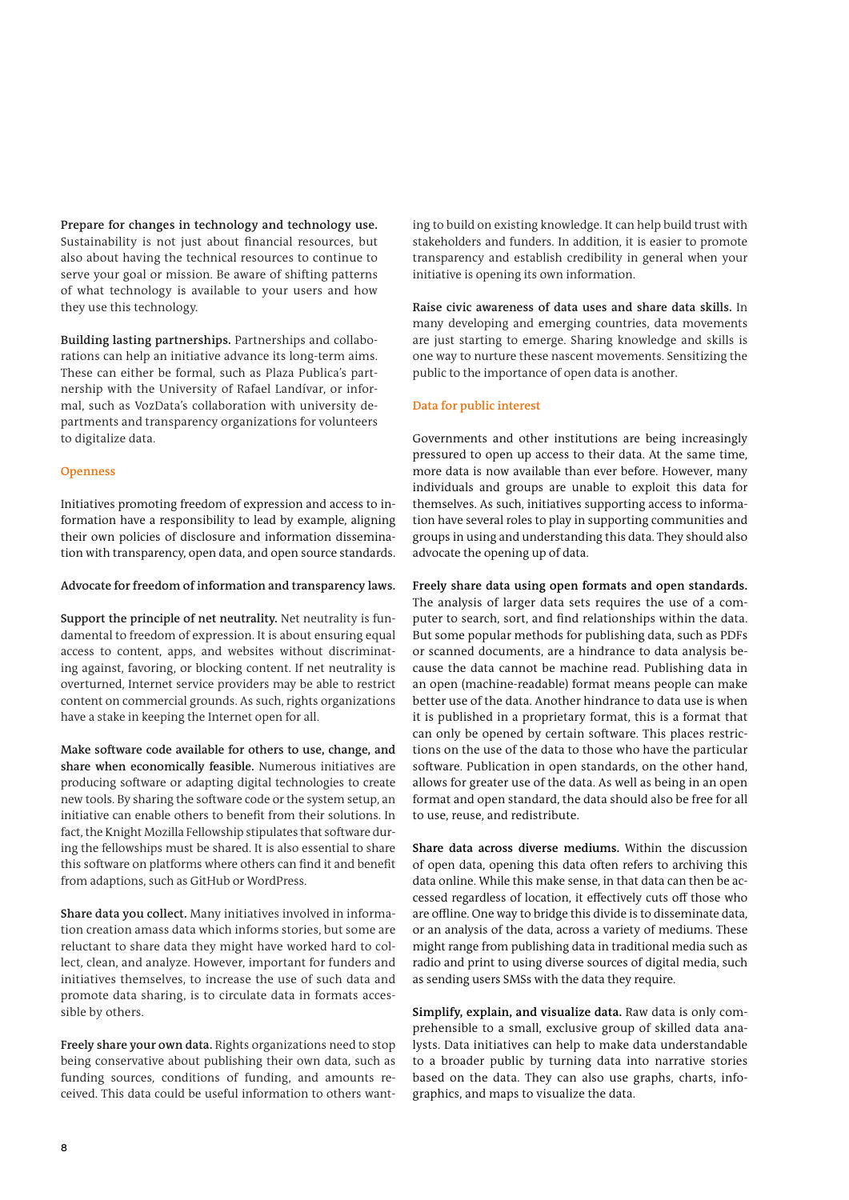**Prepare for changes in technology and technology use.** Sustainability is not just about financial resources, but also about having the technical resources to continue to serve your goal or mission. Be aware of shifting patterns of what technology is available to your users and how they use this technology.

**Building lasting partnerships.** Partnerships and collaborations can help an initiative advance its long-term aims. These can either be formal, such as Plaza Publica's partnership with the University of Rafael Landívar, or informal, such as VozData's collaboration with university departments and transparency organizations for volunteers to digitalize data.

## Openness

Initiatives promoting freedom of expression and access to information have a responsibility to lead by example, aligning their own policies of disclosure and information dissemination with transparency, open data, and open source standards.

**Advocate for freedom of information and transparency laws.**

**Support the principle of net neutrality.** Net neutrality is fundamental to freedom of expression. It is about ensuring equal access to content, apps, and websites without discriminating against, favoring, or blocking content. If net neutrality is overturned, Internet service providers may be able to restrict content on commercial grounds. As such, rights organizations have a stake in keeping the Internet open for all.

**Make software code available for others to use, change, and share when economically feasible.** Numerous initiatives are producing software or adapting digital technologies to create new tools. By sharing the software code or the system setup, an initiative can enable others to benefit from their solutions. In fact, the Knight Mozilla Fellowship stipulates that software during the fellowships must be shared. It is also essential to share this software on platforms where others can find it and benefit from adaptions, such as GitHub or WordPress.

**Share data you collect.** Many initiatives involved in information creation amass data which informs stories, but some are reluctant to share data they might have worked hard to collect, clean, and analyze. However, important for funders and initiatives themselves, to increase the use of such data and promote data sharing, is to circulate data in formats accessible by others.

**Freely share your own data.** Rights organizations need to stop being conservative about publishing their own data, such as funding sources, conditions of funding, and amounts received. This data could be useful information to others wanting to build on existing knowledge. It can help build trust with stakeholders and funders. In addition, it is easier to promote transparency and establish credibility in general when your initiative is opening its own information.

**Raise civic awareness of data uses and share data skills.** In many developing and emerging countries, data movements are just starting to emerge. Sharing knowledge and skills is one way to nurture these nascent movements. Sensitizing the public to the importance of open data is another.

## Data for public interest

Governments and other institutions are being increasingly pressured to open up access to their data. At the same time, more data is now available than ever before. However, many individuals and groups are unable to exploit this data for themselves. As such, initiatives supporting access to information have several roles to play in supporting communities and groups in using and understanding this data. They should also advocate the opening up of data.

**Freely share data using open formats and open standards.** The analysis of larger data sets requires the use of a computer to search, sort, and find relationships within the data. But some popular methods for publishing data, such as PDFs or scanned documents, are a hindrance to data analysis because the data cannot be machine read. Publishing data in an open (machine-readable) format means people can make better use of the data. Another hindrance to data use is when it is published in a proprietary format, this is a format that can only be opened by certain software. This places restrictions on the use of the data to those who have the particular software. Publication in open standards, on the other hand, allows for greater use of the data. As well as being in an open format and open standard, the data should also be free for all to use, reuse, and redistribute.

**Share data across diverse mediums.** Within the discussion of open data, opening this data often refers to archiving this data online. While this make sense, in that data can then be accessed regardless of location, it effectively cuts off those who are offline. One way to bridge this divide is to disseminate data, or an analysis of the data, across a variety of mediums. These might range from publishing data in traditional media such as radio and print to using diverse sources of digital media, such as sending users SMSs with the data they require.

**Simplify, explain, and visualize data.** Raw data is only comprehensible to a small, exclusive group of skilled data analysts. Data initiatives can help to make data understandable to a broader public by turning data into narrative stories based on the data. They can also use graphs, charts, infographics, and maps to visualize the data.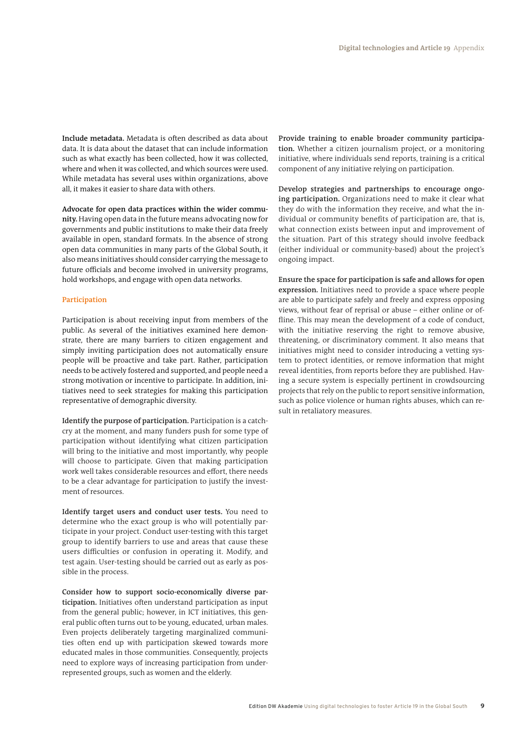**Include metadata.** Metadata is often described as data about data. It is data about the dataset that can include information such as what exactly has been collected, how it was collected, where and when it was collected, and which sources were used. While metadata has several uses within organizations, above all, it makes it easier to share data with others.

**Advocate for open data practices within the wider community.** Having open data in the future means advocating now for governments and public institutions to make their data freely available in open, standard formats. In the absence of strong open data communities in many parts of the Global South, it also means initiatives should consider carrying the message to future officials and become involved in university programs, hold workshops, and engage with open data networks.

### Participation

Participation is about receiving input from members of the public. As several of the initiatives examined here demonstrate, there are many barriers to citizen engagement and simply inviting participation does not automatically ensure people will be proactive and take part. Rather, participation needs to be actively fostered and supported, and people need a strong motivation or incentive to participate. In addition, initiatives need to seek strategies for making this participation representative of demographic diversity.

**Identify the purpose of participation.** Participation is a catchcry at the moment, and many funders push for some type of participation without identifying what citizen participation will bring to the initiative and most importantly, why people will choose to participate. Given that making participation work well takes considerable resources and effort, there needs to be a clear advantage for participation to justify the investment of resources.

**Identify target users and conduct user tests.** You need to determine who the exact group is who will potentially participate in your project. Conduct user-testing with this target group to identify barriers to use and areas that cause these users difficulties or confusion in operating it. Modify, and test again. User-testing should be carried out as early as possible in the process.

**Consider how to support socio-economically diverse participation.** Initiatives often understand participation as input from the general public; however, in ICT initiatives, this general public often turns out to be young, educated, urban males. Even projects deliberately targeting marginalized communities often end up with participation skewed towards more educated males in those communities. Consequently, projects need to explore ways of increasing participation from underrepresented groups, such as women and the elderly.

**Provide training to enable broader community participation.** Whether a citizen journalism project, or a monitoring initiative, where individuals send reports, training is a critical component of any initiative relying on participation.

**Develop strategies and partnerships to encourage ongoing participation.** Organizations need to make it clear what they do with the information they receive, and what the individual or community benefits of participation are, that is, what connection exists between input and improvement of the situation. Part of this strategy should involve feedback (either individual or community-based) about the project's ongoing impact.

**Ensure the space for participation is safe and allows for open expression.** Initiatives need to provide a space where people are able to participate safely and freely and express opposing views, without fear of reprisal or abuse – either online or offline. This may mean the development of a code of conduct, with the initiative reserving the right to remove abusive, threatening, or discriminatory comment. It also means that initiatives might need to consider introducing a vetting system to protect identities, or remove information that might reveal identities, from reports before they are published. Having a secure system is especially pertinent in crowdsourcing projects that rely on the public to report sensitive information, such as police violence or human rights abuses, which can result in retaliatory measures.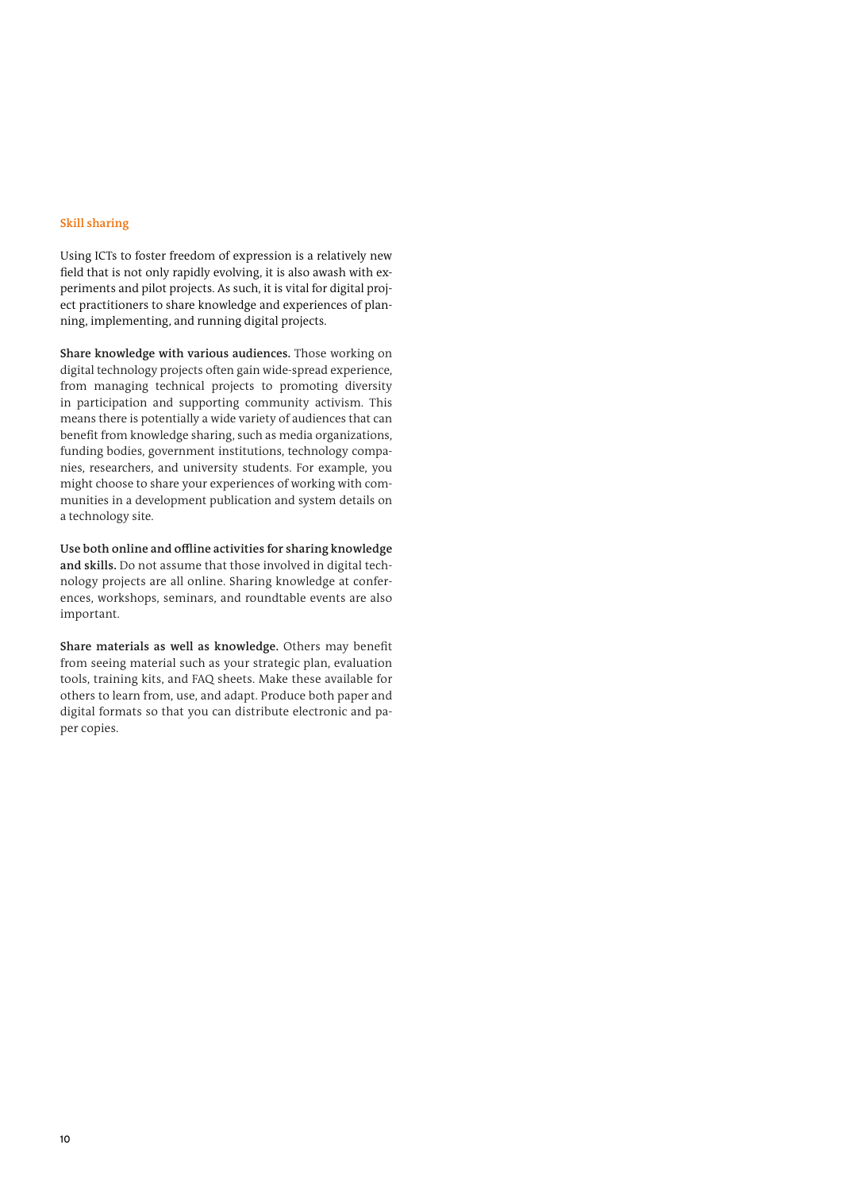### Skill sharing

Using ICTs to foster freedom of expression is a relatively new field that is not only rapidly evolving, it is also awash with experiments and pilot projects. As such, it is vital for digital project practitioners to share knowledge and experiences of planning, implementing, and running digital projects.

**Share knowledge with various audiences.** Those working on digital technology projects often gain wide-spread experience, from managing technical projects to promoting diversity in participation and supporting community activism. This means there is potentially a wide variety of audiences that can benefit from knowledge sharing, such as media organizations, funding bodies, government institutions, technology companies, researchers, and university students. For example, you might choose to share your experiences of working with communities in a development publication and system details on a technology site.

**Use both online and offline activities for sharing knowledge and skills.** Do not assume that those involved in digital technology projects are all online. Sharing knowledge at conferences, workshops, seminars, and roundtable events are also important.

**Share materials as well as knowledge.** Others may benefit from seeing material such as your strategic plan, evaluation tools, training kits, and FAQ sheets. Make these available for others to learn from, use, and adapt. Produce both paper and digital formats so that you can distribute electronic and paper copies.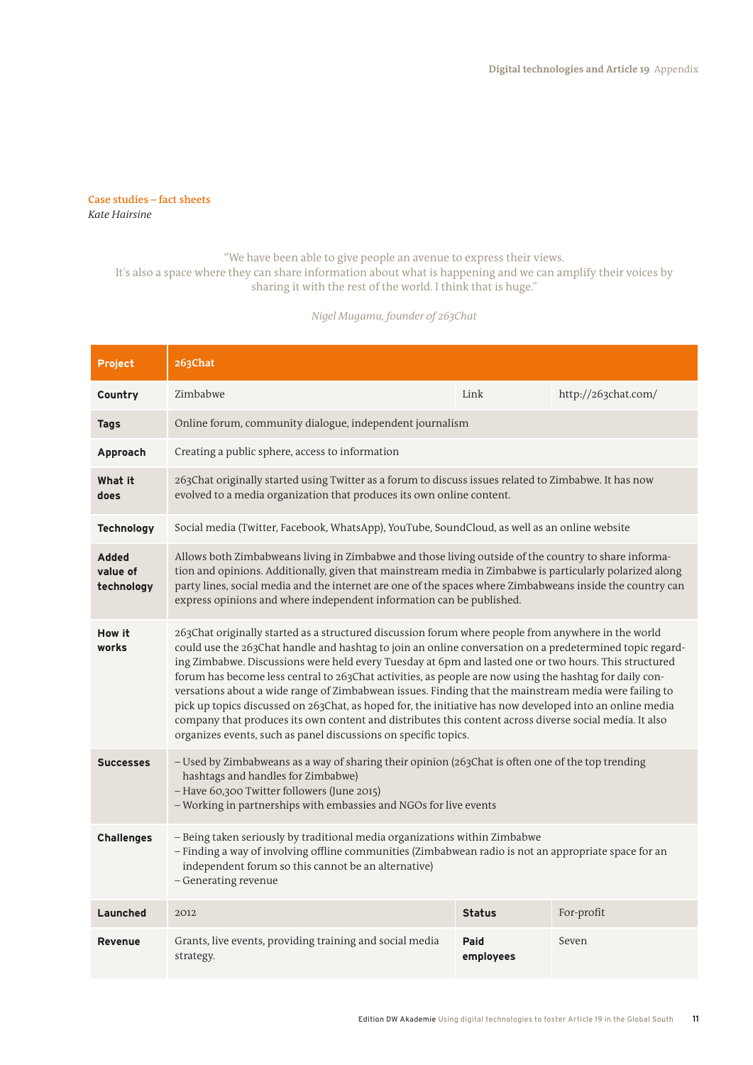**Case studies – fact sheets**
*Kate Hairsine*

"We have been able to give people an avenue to express their views. It's also a space where they can share information about what is happening and we can amplify their voices by sharing it with the rest of the world. I think that is huge."

*Nigel Mugamu, founder of 263Chat*

| **Project** | **263Chat** | | |
|---|---|---|---|
| **Country** | Zimbabwe | Link | http://263chat.com/ |
| **Tags** | Online forum, community dialogue, independent journalism | | |
| **Approach** | Creating a public sphere, access to information | | |
| **What it does** | 263Chat originally started using Twitter as a forum to discuss issues related to Zimbabwe. It has now evolved to a media organization that produces its own online content. | | |
| **Technology** | Social media (Twitter, Facebook, WhatsApp), YouTube, SoundCloud, as well as an online website | | |
| **Added value of technology** | Allows both Zimbabweans living in Zimbabwe and those living outside of the country to share information and opinions. Additionally, given that mainstream media in Zimbabwe is particularly polarized along party lines, social media and the internet are one of the spaces where Zimbabweans inside the country can express opinions and where independent information can be published. | | |
| **How it works** | 263Chat originally started as a structured discussion forum where people from anywhere in the world could use the 263Chat handle and hashtag to join an online conversation on a predetermined topic regarding Zimbabwe. Discussions were held every Tuesday at 6pm and lasted one or two hours. This structured forum has become less central to 263Chat activities, as people are now using the hashtag for daily conversations about a wide range of Zimbabwean issues. Finding that the mainstream media were failing to pick up topics discussed on 263Chat, as hoped for, the initiative has now developed into an online media company that produces its own content and distributes this content across diverse social media. It also organizes events, such as panel discussions on specific topics. | | |
| **Successes** | – Used by Zimbabweans as a way of sharing their opinion (263Chat is often one of the top trending hashtags and handles for Zimbabwe)<br>– Have 60,300 Twitter followers (June 2015)<br>– Working in partnerships with embassies and NGOs for live events | | |
| **Challenges** | – Being taken seriously by traditional media organizations within Zimbabwe<br>– Finding a way of involving offline communities (Zimbabwean radio is not an appropriate space for an independent forum so this cannot be an alternative)<br>– Generating revenue | | |
| **Launched** | 2012 | **Status** | For-profit |
| **Revenue** | Grants, live events, providing training and social media strategy. | **Paid employees** | Seven |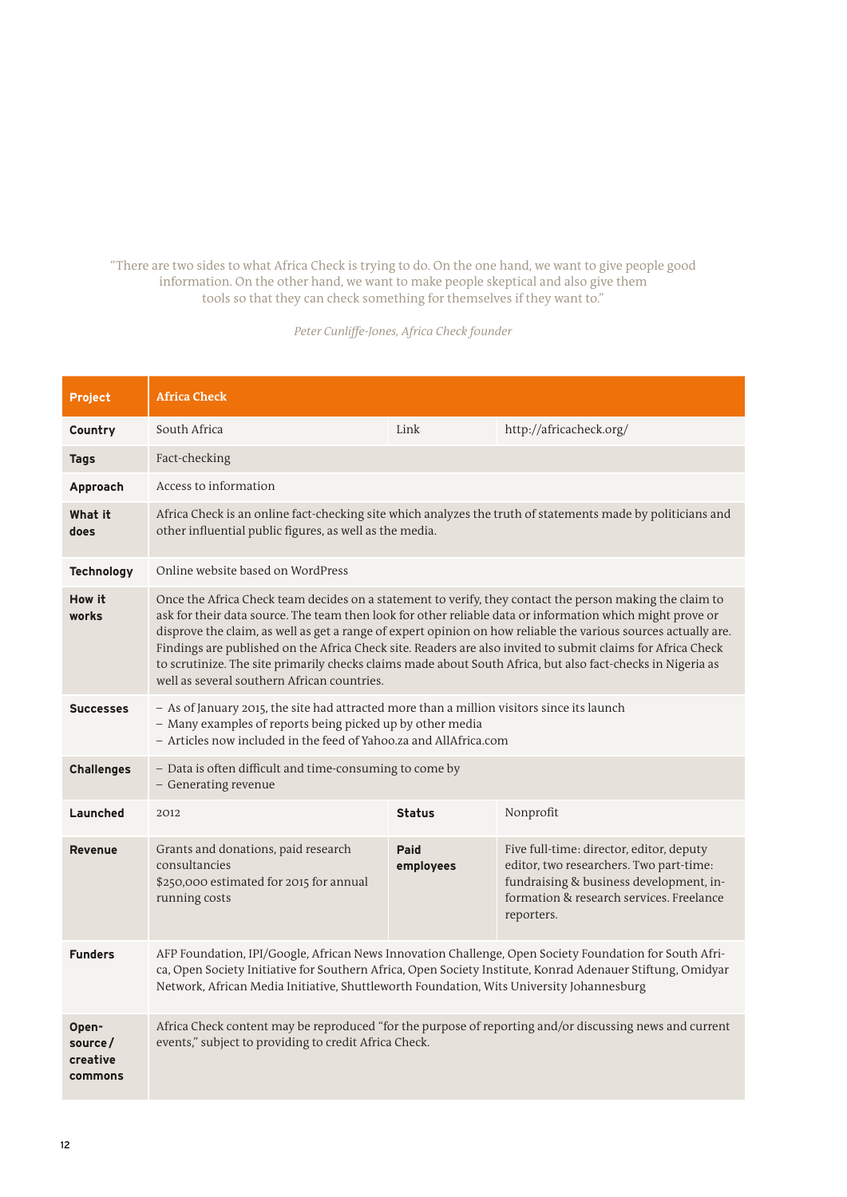> "There are two sides to what Africa Check is trying to do. On the one hand, we want to give people good information. On the other hand, we want to make people skeptical and also give them tools so that they can check something for themselves if they want to."
>
> *Peter Cunliffe-Jones, Africa Check founder*

| **Project** | **Africa Check** | | |
|---|---|---|---|
| **Country** | South Africa | Link | http://africacheck.org/ |
| **Tags** | Fact-checking | | |
| **Approach** | Access to information | | |
| **What it does** | Africa Check is an online fact-checking site which analyzes the truth of statements made by politicians and other influential public figures, as well as the media. | | |
| **Technology** | Online website based on WordPress | | |
| **How it works** | Once the Africa Check team decides on a statement to verify, they contact the person making the claim to ask for their data source. The team then look for other reliable data or information which might prove or disprove the claim, as well as get a range of expert opinion on how reliable the various sources actually are. Findings are published on the Africa Check site. Readers are also invited to submit claims for Africa Check to scrutinize. The site primarily checks claims made about South Africa, but also fact-checks in Nigeria as well as several southern African countries. | | |
| **Successes** | – As of January 2015, the site had attracted more than a million visitors since its launch<br>– Many examples of reports being picked up by other media<br>– Articles now included in the feed of Yahoo.za and AllAfrica.com | | |
| **Challenges** | – Data is often difficult and time-consuming to come by<br>– Generating revenue | | |
| **Launched** | 2012 | **Status** | Nonprofit |
| **Revenue** | Grants and donations, paid research consultancies<br>$250,000 estimated for 2015 for annual running costs | **Paid employees** | Five full-time: director, editor, deputy editor, two researchers. Two part-time: fundraising & business development, information & research services. Freelance reporters. |
| **Funders** | AFP Foundation, IPI/Google, African News Innovation Challenge, Open Society Foundation for South Africa, Open Society Initiative for Southern Africa, Open Society Institute, Konrad Adenauer Stiftung, Omidyar Network, African Media Initiative, Shuttleworth Foundation, Wits University Johannesburg | | |
| **Open-source / creative commons** | Africa Check content may be reproduced "for the purpose of reporting and/or discussing news and current events," subject to providing to credit Africa Check. | | |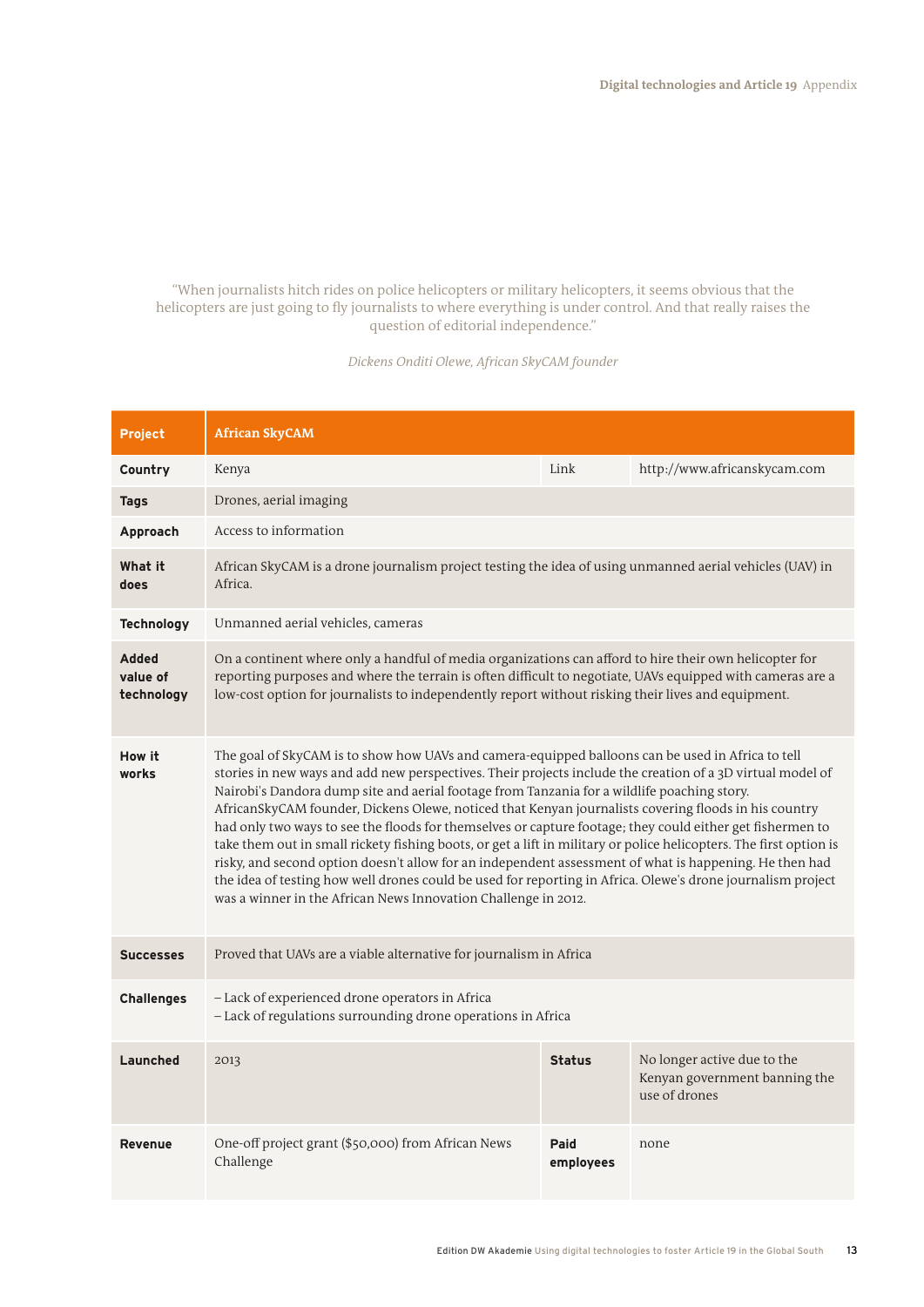"When journalists hitch rides on police helicopters or military helicopters, it seems obvious that the helicopters are just going to fly journalists to where everything is under control. And that really raises the question of editorial independence."

*Dickens Onditi Olewe, African SkyCAM founder*

| **Project** | **African SkyCAM** | | |
|---|---|---|---|
| **Country** | Kenya | Link | http://www.africanskycam.com |
| **Tags** | Drones, aerial imaging | | |
| **Approach** | Access to information | | |
| **What it does** | African SkyCAM is a drone journalism project testing the idea of using unmanned aerial vehicles (UAV) in Africa. | | |
| **Technology** | Unmanned aerial vehicles, cameras | | |
| **Added value of technology** | On a continent where only a handful of media organizations can afford to hire their own helicopter for reporting purposes and where the terrain is often difficult to negotiate, UAVs equipped with cameras are a low-cost option for journalists to independently report without risking their lives and equipment. | | |
| **How it works** | The goal of SkyCAM is to show how UAVs and camera-equipped balloons can be used in Africa to tell stories in new ways and add new perspectives. Their projects include the creation of a 3D virtual model of Nairobi's Dandora dump site and aerial footage from Tanzania for a wildlife poaching story. AfricanSkyCAM founder, Dickens Olewe, noticed that Kenyan journalists covering floods in his country had only two ways to see the floods for themselves or capture footage; they could either get fishermen to take them out in small rickety fishing boots, or get a lift in military or police helicopters. The first option is risky, and second option doesn't allow for an independent assessment of what is happening. He then had the idea of testing how well drones could be used for reporting in Africa. Olewe's drone journalism project was a winner in the African News Innovation Challenge in 2012. | | |
| **Successes** | Proved that UAVs are a viable alternative for journalism in Africa | | |
| **Challenges** | – Lack of experienced drone operators in Africa<br>– Lack of regulations surrounding drone operations in Africa | | |
| **Launched** | 2013 | **Status** | No longer active due to the Kenyan government banning the use of drones |
| **Revenue** | One-off project grant ($50,000) from African News Challenge | **Paid employees** | none |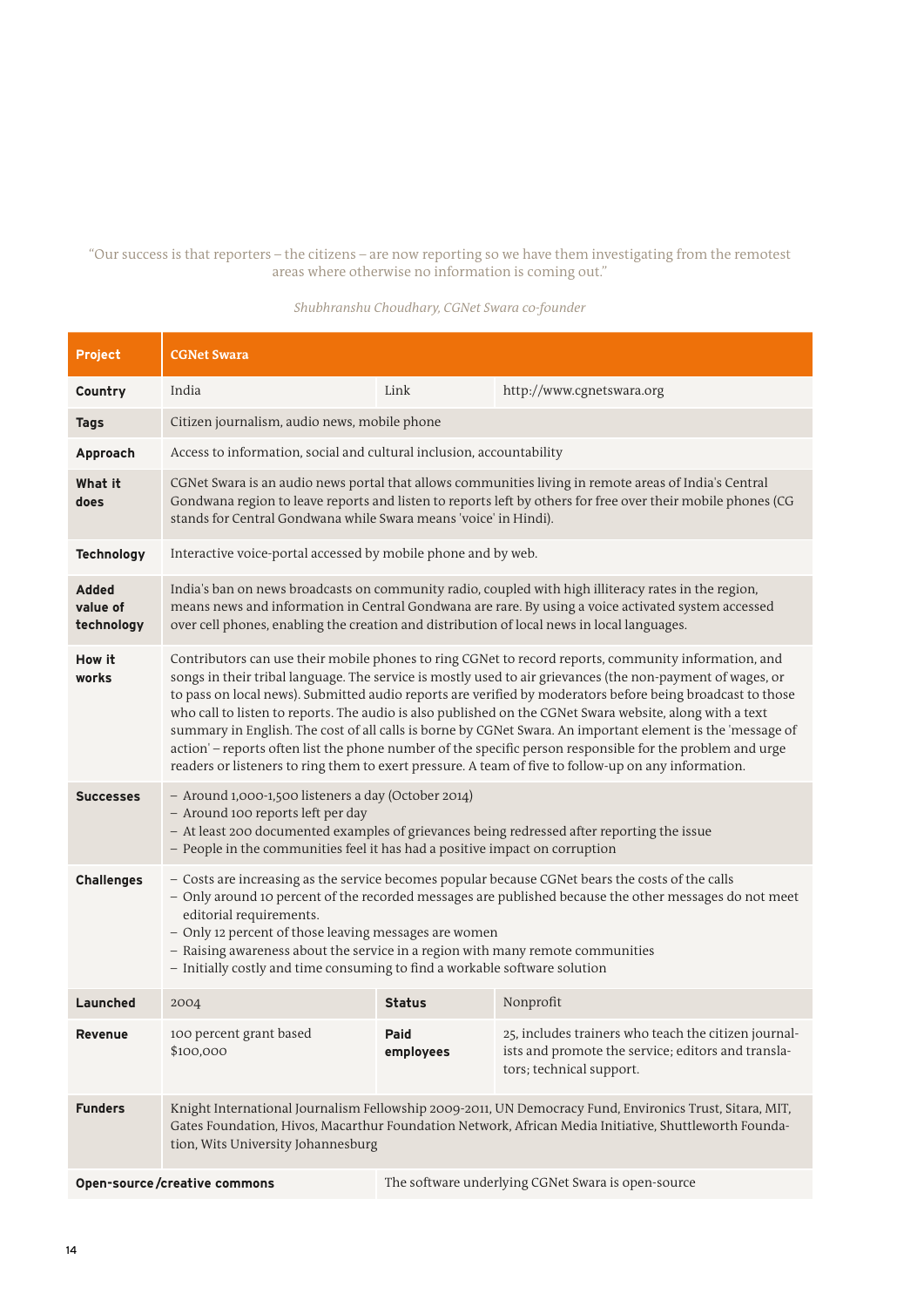"Our success is that reporters – the citizens – are now reporting so we have them investigating from the remotest areas where otherwise no information is coming out."

*Shubhranshu Choudhary, CGNet Swara co-founder*

| **Project** | **CGNet Swara** | | |
|---|---|---|---|
| **Country** | India | Link | http://www.cgnetswara.org |
| **Tags** | Citizen journalism, audio news, mobile phone | | |
| **Approach** | Access to information, social and cultural inclusion, accountability | | |
| **What it does** | CGNet Swara is an audio news portal that allows communities living in remote areas of India's Central Gondwana region to leave reports and listen to reports left by others for free over their mobile phones (CG stands for Central Gondwana while Swara means 'voice' in Hindi). | | |
| **Technology** | Interactive voice-portal accessed by mobile phone and by web. | | |
| **Added value of technology** | India's ban on news broadcasts on community radio, coupled with high illiteracy rates in the region, means news and information in Central Gondwana are rare. By using a voice activated system accessed over cell phones, enabling the creation and distribution of local news in local languages. | | |
| **How it works** | Contributors can use their mobile phones to ring CGNet to record reports, community information, and songs in their tribal language. The service is mostly used to air grievances (the non-payment of wages, or to pass on local news). Submitted audio reports are verified by moderators before being broadcast to those who call to listen to reports. The audio is also published on the CGNet Swara website, along with a text summary in English. The cost of all calls is borne by CGNet Swara. An important element is the 'message of action' – reports often list the phone number of the specific person responsible for the problem and urge readers or listeners to ring them to exert pressure. A team of five to follow-up on any information. | | |
| **Successes** | – Around 1,000-1,500 listeners a day (October 2014)<br>– Around 100 reports left per day<br>– At least 200 documented examples of grievances being redressed after reporting the issue<br>– People in the communities feel it has had a positive impact on corruption | | |
| **Challenges** | – Costs are increasing as the service becomes popular because CGNet bears the costs of the calls<br>– Only around 10 percent of the recorded messages are published because the other messages do not meet editorial requirements.<br>– Only 12 percent of those leaving messages are women<br>– Raising awareness about the service in a region with many remote communities<br>– Initially costly and time consuming to find a workable software solution | | |
| **Launched** | 2004 | **Status** | Nonprofit |
| **Revenue** | 100 percent grant based<br>$100,000 | **Paid employees** | 25, includes trainers who teach the citizen journalists and promote the service; editors and translators; technical support. |
| **Funders** | Knight International Journalism Fellowship 2009-2011, UN Democracy Fund, Environics Trust, Sitara, MIT, Gates Foundation, Hivos, Macarthur Foundation Network, African Media Initiative, Shuttleworth Foundation, Wits University Johannesburg | | |
| **Open-source / creative commons** | | The software underlying CGNet Swara is open-source | |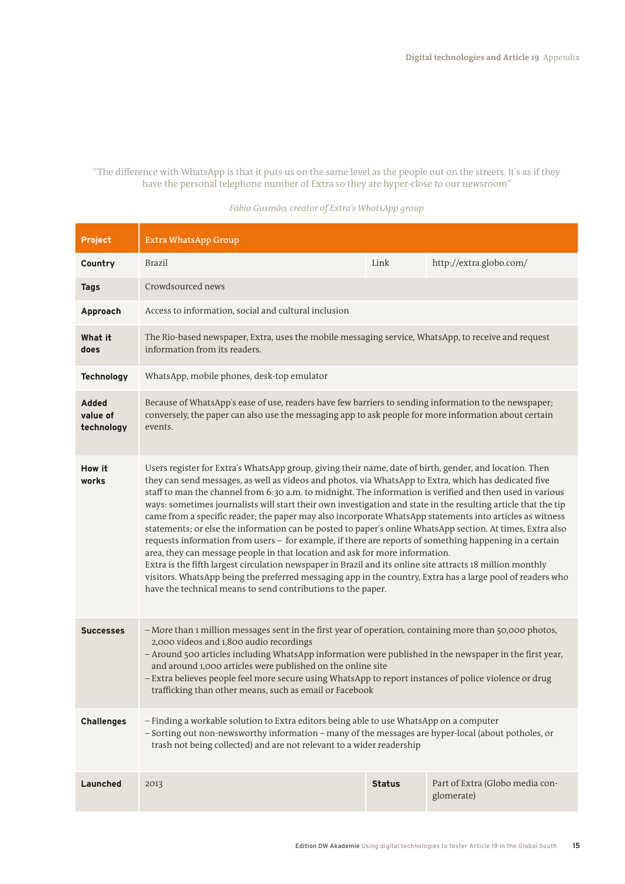“The difference with WhatsApp is that it puts us on the same level as the people out on the streets. It's as if they have the personal telephone number of Extra so they are hyper-close to our newsroom”

*Fábio Gusmão, creator of Extra's WhatsApp group*

| **Project** | Extra WhatsApp Group | | |
|---|---|---|---|
| **Country** | Brazil | Link | http://extra.globo.com/ |
| **Tags** | Crowdsourced news | | |
| **Approach** | Access to information, social and cultural inclusion | | |
| **What it does** | The Rio-based newspaper, Extra, uses the mobile messaging service, WhatsApp, to receive and request information from its readers. | | |
| **Technology** | WhatsApp, mobile phones, desk-top emulator | | |
| **Added value of technology** | Because of WhatsApp's ease of use, readers have few barriers to sending information to the newspaper; conversely, the paper can also use the messaging app to ask people for more information about certain events. | | |
| **How it works** | Users register for Extra's WhatsApp group, giving their name, date of birth, gender, and location. Then they can send messages, as well as videos and photos, via WhatsApp to Extra, which has dedicated five staff to man the channel from 6:30 a.m. to midnight. The information is verified and then used in various ways: sometimes journalists will start their own investigation and state in the resulting article that the tip came from a specific reader; the paper may also incorporate WhatsApp statements into articles as witness statements; or else the information can be posted to paper's online WhatsApp section. At times, Extra also requests information from users – for example, if there are reports of something happening in a certain area, they can message people in that location and ask for more information.<br>Extra is the fifth largest circulation newspaper in Brazil and its online site attracts 18 million monthly visitors. WhatsApp being the preferred messaging app in the country, Extra has a large pool of readers who have the technical means to send contributions to the paper. | | |
| **Successes** | – More than 1 million messages sent in the first year of operation, containing more than 50,000 photos, 2,000 videos and 1,800 audio recordings<br>– Around 500 articles including WhatsApp information were published in the newspaper in the first year, and around 1,000 articles were published on the online site<br>– Extra believes people feel more secure using WhatsApp to report instances of police violence or drug trafficking than other means, such as email or Facebook | | |
| **Challenges** | – Finding a workable solution to Extra editors being able to use WhatsApp on a computer<br>– Sorting out non-newsworthy information – many of the messages are hyper-local (about potholes, or trash not being collected) and are not relevant to a wider readership | | |
| **Launched** | 2013 | **Status** | Part of Extra (Globo media conglomerate) |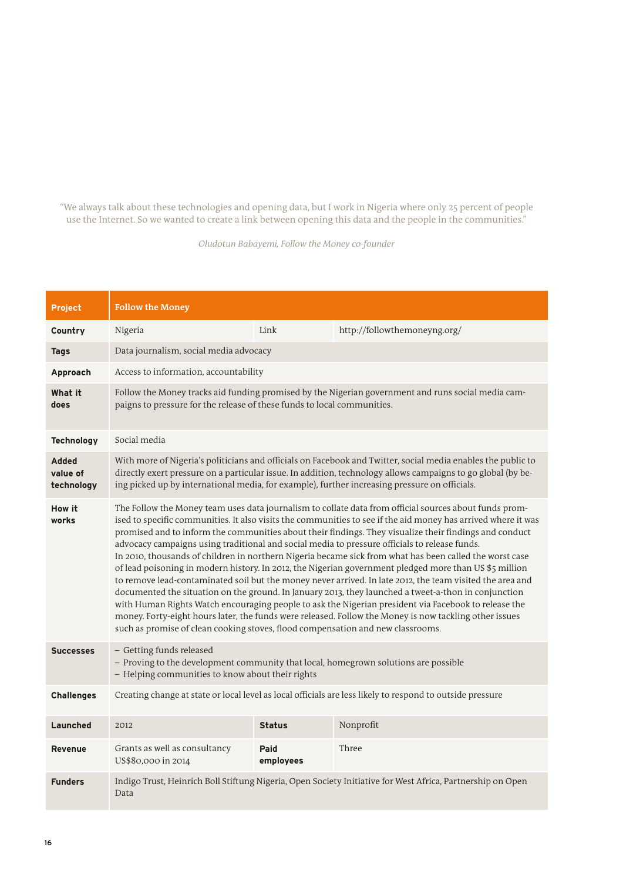"We always talk about these technologies and opening data, but I work in Nigeria where only 25 percent of people use the Internet. So we wanted to create a link between opening this data and the people in the communities."

*Oludotun Babayemi, Follow the Money co-founder*

| **Project** | **Follow the Money** | | |
|---|---|---|---|
| **Country** | Nigeria | Link | http://followthemoneyng.org/ |
| **Tags** | Data journalism, social media advocacy | | |
| **Approach** | Access to information, accountability | | |
| **What it does** | Follow the Money tracks aid funding promised by the Nigerian government and runs social media campaigns to pressure for the release of these funds to local communities. | | |
| **Technology** | Social media | | |
| **Added value of technology** | With more of Nigeria's politicians and officials on Facebook and Twitter, social media enables the public to directly exert pressure on a particular issue. In addition, technology allows campaigns to go global (by being picked up by international media, for example), further increasing pressure on officials. | | |
| **How it works** | The Follow the Money team uses data journalism to collate data from official sources about funds promised to specific communities. It also visits the communities to see if the aid money has arrived where it was promised and to inform the communities about their findings. They visualize their findings and conduct advocacy campaigns using traditional and social media to pressure officials to release funds.<br>In 2010, thousands of children in northern Nigeria became sick from what has been called the worst case of lead poisoning in modern history. In 2012, the Nigerian government pledged more than US $5 million to remove lead-contaminated soil but the money never arrived. In late 2012, the team visited the area and documented the situation on the ground. In January 2013, they launched a tweet-a-thon in conjunction with Human Rights Watch encouraging people to ask the Nigerian president via Facebook to release the money. Forty-eight hours later, the funds were released. Follow the Money is now tackling other issues such as promise of clean cooking stoves, flood compensation and new classrooms. | | |
| **Successes** | – Getting funds released<br>– Proving to the development community that local, homegrown solutions are possible<br>– Helping communities to know about their rights | | |
| **Challenges** | Creating change at state or local level as local officials are less likely to respond to outside pressure | | |
| **Launched** | 2012 | **Status** | Nonprofit |
| **Revenue** | Grants as well as consultancy<br>US$80,000 in 2014 | **Paid employees** | Three |
| **Funders** | Indigo Trust, Heinrich Boll Stiftung Nigeria, Open Society Initiative for West Africa, Partnership on Open Data | | |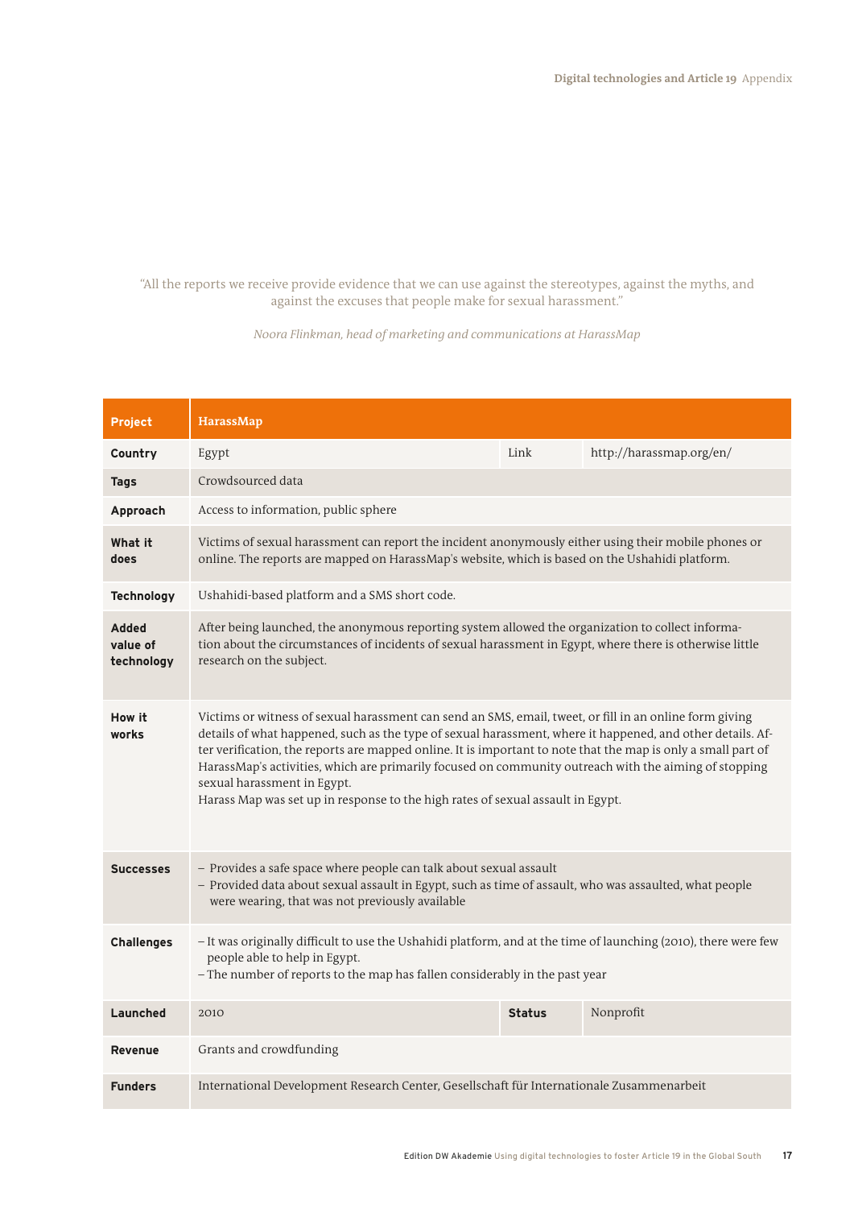"All the reports we receive provide evidence that we can use against the stereotypes, against the myths, and against the excuses that people make for sexual harassment."

*Noora Flinkman, head of marketing and communications at HarassMap*

| **Project** | **HarassMap** | | |
|---|---|---|---|
| **Country** | Egypt | Link | http://harassmap.org/en/ |
| **Tags** | Crowdsourced data | | |
| **Approach** | Access to information, public sphere | | |
| **What it does** | Victims of sexual harassment can report the incident anonymously either using their mobile phones or online. The reports are mapped on HarassMap's website, which is based on the Ushahidi platform. | | |
| **Technology** | Ushahidi-based platform and a SMS short code. | | |
| **Added value of technology** | After being launched, the anonymous reporting system allowed the organization to collect information about the circumstances of incidents of sexual harassment in Egypt, where there is otherwise little research on the subject. | | |
| **How it works** | Victims or witness of sexual harassment can send an SMS, email, tweet, or fill in an online form giving details of what happened, such as the type of sexual harassment, where it happened, and other details. After verification, the reports are mapped online. It is important to note that the map is only a small part of HarassMap's activities, which are primarily focused on community outreach with the aiming of stopping sexual harassment in Egypt.<br>Harass Map was set up in response to the high rates of sexual assault in Egypt. | | |
| **Successes** | – Provides a safe space where people can talk about sexual assault<br>– Provided data about sexual assault in Egypt, such as time of assault, who was assaulted, what people were wearing, that was not previously available | | |
| **Challenges** | – It was originally difficult to use the Ushahidi platform, and at the time of launching (2010), there were few people able to help in Egypt.<br>– The number of reports to the map has fallen considerably in the past year | | |
| **Launched** | 2010 | **Status** | Nonprofit |
| **Revenue** | Grants and crowdfunding | | |
| **Funders** | International Development Research Center, Gesellschaft für Internationale Zusammenarbeit | | |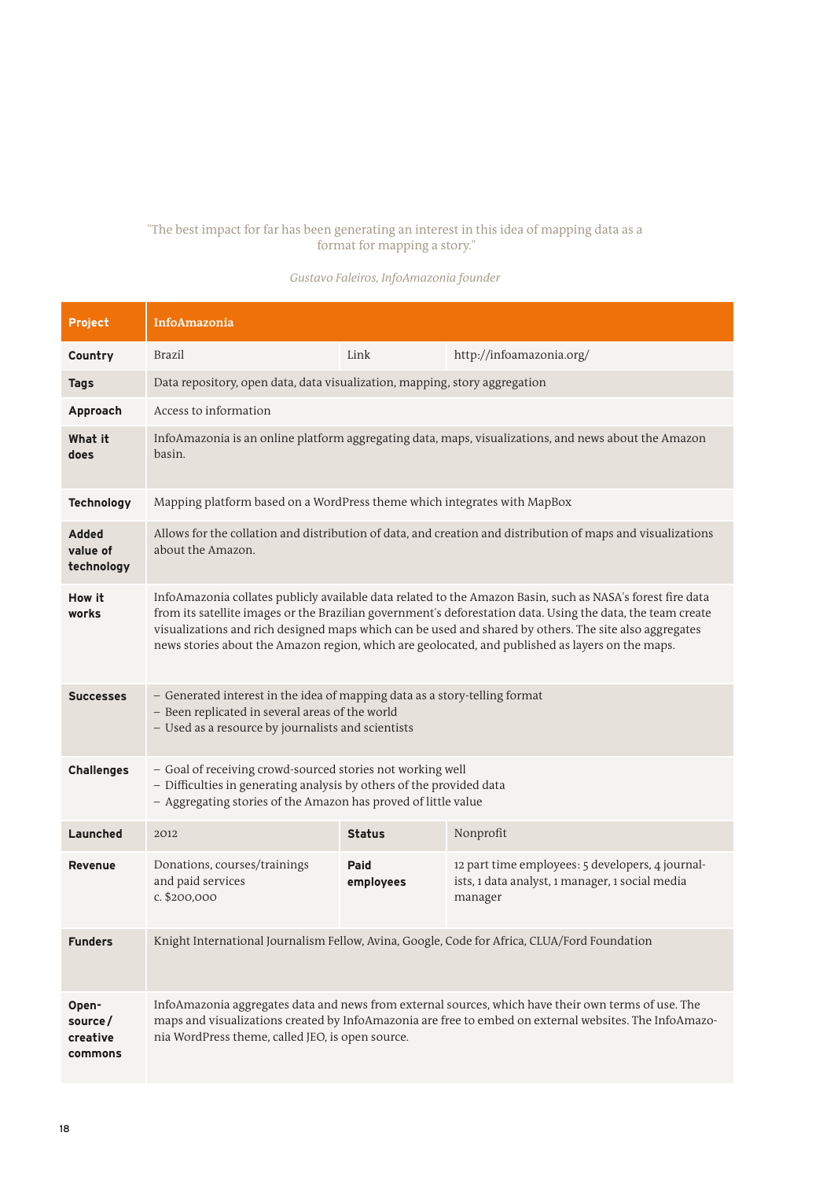"The best impact for far has been generating an interest in this idea of mapping data as a format for mapping a story."

*Gustavo Faleiros, InfoAmazonia founder*

| **Project** | **InfoAmazonia** | | |
|---|---|---|---|
| **Country** | Brazil | Link | http://infoamazonia.org/ |
| **Tags** | Data repository, open data, data visualization, mapping, story aggregation | | |
| **Approach** | Access to information | | |
| **What it does** | InfoAmazonia is an online platform aggregating data, maps, visualizations, and news about the Amazon basin. | | |
| **Technology** | Mapping platform based on a WordPress theme which integrates with MapBox | | |
| **Added value of technology** | Allows for the collation and distribution of data, and creation and distribution of maps and visualizations about the Amazon. | | |
| **How it works** | InfoAmazonia collates publicly available data related to the Amazon Basin, such as NASA's forest fire data from its satellite images or the Brazilian government's deforestation data. Using the data, the team create visualizations and rich designed maps which can be used and shared by others. The site also aggregates news stories about the Amazon region, which are geolocated, and published as layers on the maps. | | |
| **Successes** | – Generated interest in the idea of mapping data as a story-telling format<br>– Been replicated in several areas of the world<br>– Used as a resource by journalists and scientists | | |
| **Challenges** | – Goal of receiving crowd-sourced stories not working well<br>– Difficulties in generating analysis by others of the provided data<br>– Aggregating stories of the Amazon has proved of little value | | |
| **Launched** | 2012 | **Status** | Nonprofit |
| **Revenue** | Donations, courses/trainings and paid services<br>c. $200,000 | **Paid employees** | 12 part time employees: 5 developers, 4 journalists, 1 data analyst, 1 manager, 1 social media manager |
| **Funders** | Knight International Journalism Fellow, Avina, Google, Code for Africa, CLUA/Ford Foundation | | |
| **Open-source/ creative commons** | InfoAmazonia aggregates data and news from external sources, which have their own terms of use. The maps and visualizations created by InfoAmazonia are free to embed on external websites. The InfoAmazonia WordPress theme, called JEO, is open source. | | |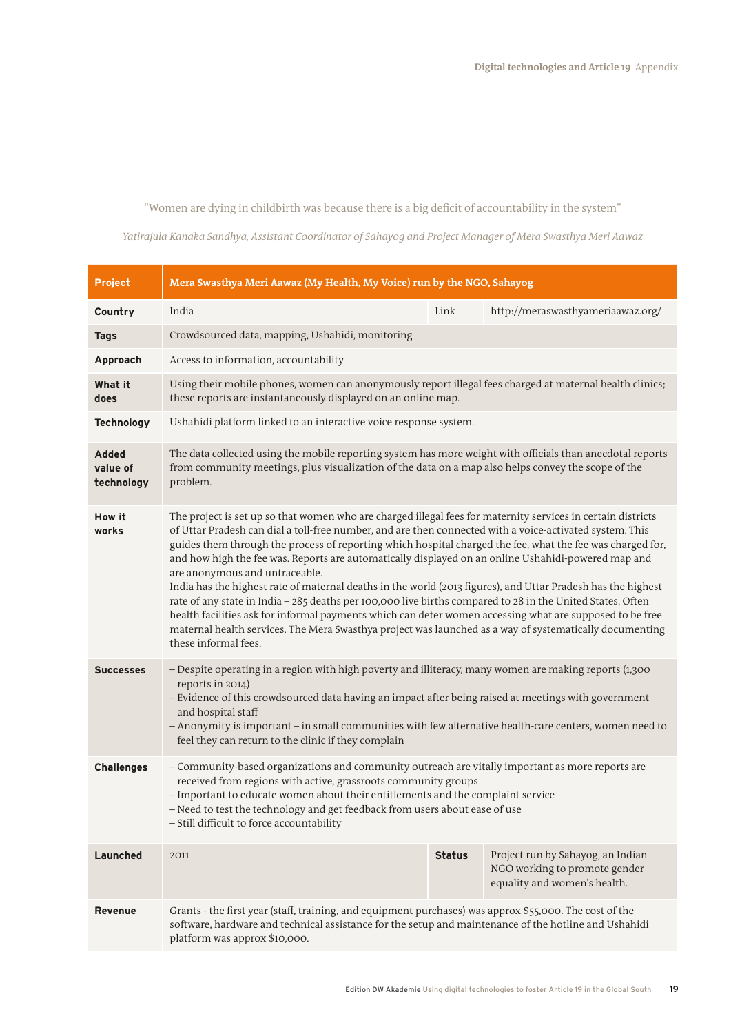"Women are dying in childbirth was because there is a big deficit of accountability in the system"

*Yatirajula Kanaka Sandhya, Assistant Coordinator of Sahayog and Project Manager of Mera Swasthya Meri Aawaz*

| **Project** | **Mera Swasthya Meri Aawaz (My Health, My Voice) run by the NGO, Sahayog** | | |
|---|---|---|---|
| **Country** | India | Link | http://meraswasthyameriaawaz.org/ |
| **Tags** | Crowdsourced data, mapping, Ushahidi, monitoring | | |
| **Approach** | Access to information, accountability | | |
| **What it does** | Using their mobile phones, women can anonymously report illegal fees charged at maternal health clinics; these reports are instantaneously displayed on an online map. | | |
| **Technology** | Ushahidi platform linked to an interactive voice response system. | | |
| **Added value of technology** | The data collected using the mobile reporting system has more weight with officials than anecdotal reports from community meetings, plus visualization of the data on a map also helps convey the scope of the problem. | | |
| **How it works** | The project is set up so that women who are charged illegal fees for maternity services in certain districts of Uttar Pradesh can dial a toll-free number, and are then connected with a voice-activated system. This guides them through the process of reporting which hospital charged the fee, what the fee was charged for, and how high the fee was. Reports are automatically displayed on an online Ushahidi-powered map and are anonymous and untraceable.<br>India has the highest rate of maternal deaths in the world (2013 figures), and Uttar Pradesh has the highest rate of any state in India – 285 deaths per 100,000 live births compared to 28 in the United States. Often health facilities ask for informal payments which can deter women accessing what are supposed to be free maternal health services. The Mera Swasthya project was launched as a way of systematically documenting these informal fees. | | |
| **Successes** | – Despite operating in a region with high poverty and illiteracy, many women are making reports (1,300 reports in 2014)<br>– Evidence of this crowdsourced data having an impact after being raised at meetings with government and hospital staff<br>– Anonymity is important – in small communities with few alternative health-care centers, women need to feel they can return to the clinic if they complain | | |
| **Challenges** | – Community-based organizations and community outreach are vitally important as more reports are received from regions with active, grassroots community groups<br>– Important to educate women about their entitlements and the complaint service<br>– Need to test the technology and get feedback from users about ease of use<br>– Still difficult to force accountability | | |
| **Launched** | 2011 | **Status** | Project run by Sahayog, an Indian NGO working to promote gender equality and women's health. |
| **Revenue** | Grants - the first year (staff, training, and equipment purchases) was approx $55,000. The cost of the software, hardware and technical assistance for the setup and maintenance of the hotline and Ushahidi platform was approx $10,000. | | |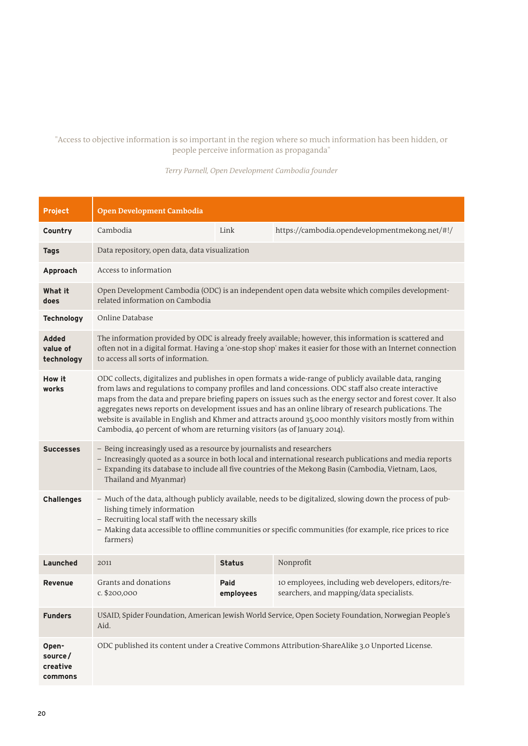"Access to objective information is so important in the region where so much information has been hidden, or people perceive information as propaganda"

*Terry Parnell, Open Development Cambodia founder*

| **Project** | **Open Development Cambodia** | | |
|---|---|---|---|
| **Country** | Cambodia | Link | https://cambodia.opendevelopmentmekong.net/#!/ |
| **Tags** | Data repository, open data, data visualization | | |
| **Approach** | Access to information | | |
| **What it does** | Open Development Cambodia (ODC) is an independent open data website which compiles development-related information on Cambodia | | |
| **Technology** | Online Database | | |
| **Added value of technology** | The information provided by ODC is already freely available; however, this information is scattered and often not in a digital format. Having a 'one-stop shop' makes it easier for those with an Internet connection to access all sorts of information. | | |
| **How it works** | ODC collects, digitalizes and publishes in open formats a wide-range of publicly available data, ranging from laws and regulations to company profiles and land concessions. ODC staff also create interactive maps from the data and prepare briefing papers on issues such as the energy sector and forest cover. It also aggregates news reports on development issues and has an online library of research publications. The website is available in English and Khmer and attracts around 35,000 monthly visitors mostly from within Cambodia, 40 percent of whom are returning visitors (as of January 2014). | | |
| **Successes** | – Being increasingly used as a resource by journalists and researchers<br>– Increasingly quoted as a source in both local and international research publications and media reports<br>– Expanding its database to include all five countries of the Mekong Basin (Cambodia, Vietnam, Laos, Thailand and Myanmar) | | |
| **Challenges** | – Much of the data, although publicly available, needs to be digitalized, slowing down the process of publishing timely information<br>– Recruiting local staff with the necessary skills<br>– Making data accessible to offline communities or specific communities (for example, rice prices to rice farmers) | | |
| **Launched** | 2011 | **Status** | Nonprofit |
| **Revenue** | Grants and donations<br>c. $200,000 | **Paid employees** | 10 employees, including web developers, editors/researchers, and mapping/data specialists. |
| **Funders** | USAID, Spider Foundation, American Jewish World Service, Open Society Foundation, Norwegian People's Aid. | | |
| **Open-source / creative commons** | ODC published its content under a Creative Commons Attribution-ShareAlike 3.0 Unported License. | | |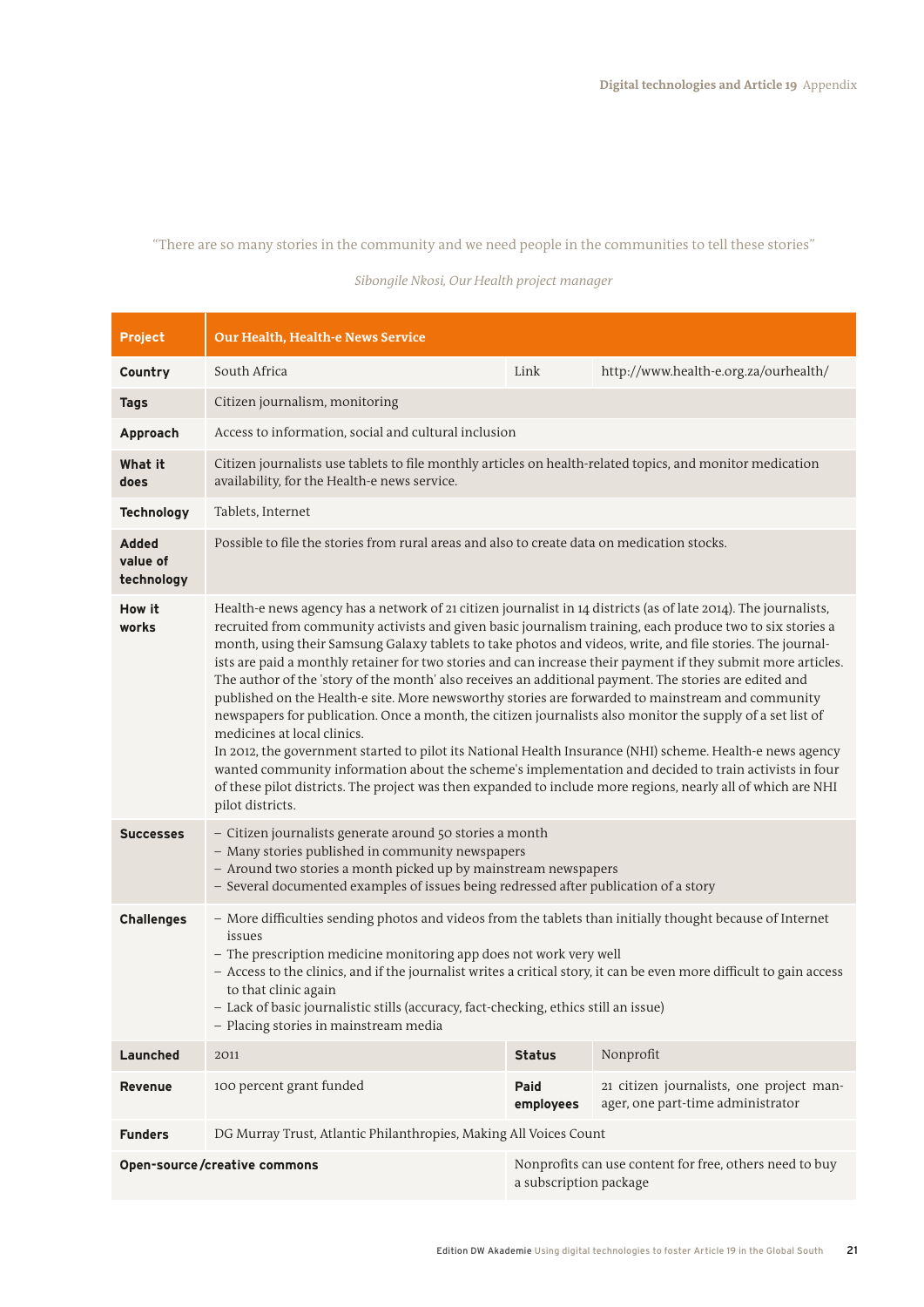"There are so many stories in the community and we need people in the communities to tell these stories"

*Sibongile Nkosi, Our Health project manager*

| **Project** | **Our Health, Health-e News Service** | | |
|---|---|---|---|
| **Country** | South Africa | Link | http://www.health-e.org.za/ourhealth/ |
| **Tags** | Citizen journalism, monitoring | | |
| **Approach** | Access to information, social and cultural inclusion | | |
| **What it does** | Citizen journalists use tablets to file monthly articles on health-related topics, and monitor medication availability, for the Health-e news service. | | |
| **Technology** | Tablets, Internet | | |
| **Added value of technology** | Possible to file the stories from rural areas and also to create data on medication stocks. | | |
| **How it works** | Health-e news agency has a network of 21 citizen journalist in 14 districts (as of late 2014). The journalists, recruited from community activists and given basic journalism training, each produce two to six stories a month, using their Samsung Galaxy tablets to take photos and videos, write, and file stories. The journalists are paid a monthly retainer for two stories and can increase their payment if they submit more articles. The author of the 'story of the month' also receives an additional payment. The stories are edited and published on the Health-e site. More newsworthy stories are forwarded to mainstream and community newspapers for publication. Once a month, the citizen journalists also monitor the supply of a set list of medicines at local clinics.<br>In 2012, the government started to pilot its National Health Insurance (NHI) scheme. Health-e news agency wanted community information about the scheme's implementation and decided to train activists in four of these pilot districts. The project was then expanded to include more regions, nearly all of which are NHI pilot districts. | | |
| **Successes** | – Citizen journalists generate around 50 stories a month<br>– Many stories published in community newspapers<br>– Around two stories a month picked up by mainstream newspapers<br>– Several documented examples of issues being redressed after publication of a story | | |
| **Challenges** | – More difficulties sending photos and videos from the tablets than initially thought because of Internet issues<br>– The prescription medicine monitoring app does not work very well<br>– Access to the clinics, and if the journalist writes a critical story, it can be even more difficult to gain access to that clinic again<br>– Lack of basic journalistic stills (accuracy, fact-checking, ethics still an issue)<br>– Placing stories in mainstream media | | |
| **Launched** | 2011 | **Status** | Nonprofit |
| **Revenue** | 100 percent grant funded | **Paid employees** | 21 citizen journalists, one project manager, one part-time administrator |
| **Funders** | DG Murray Trust, Atlantic Philanthropies, Making All Voices Count | | |
| **Open-source/creative commons** | | Nonprofits can use content for free, others need to buy a subscription package | |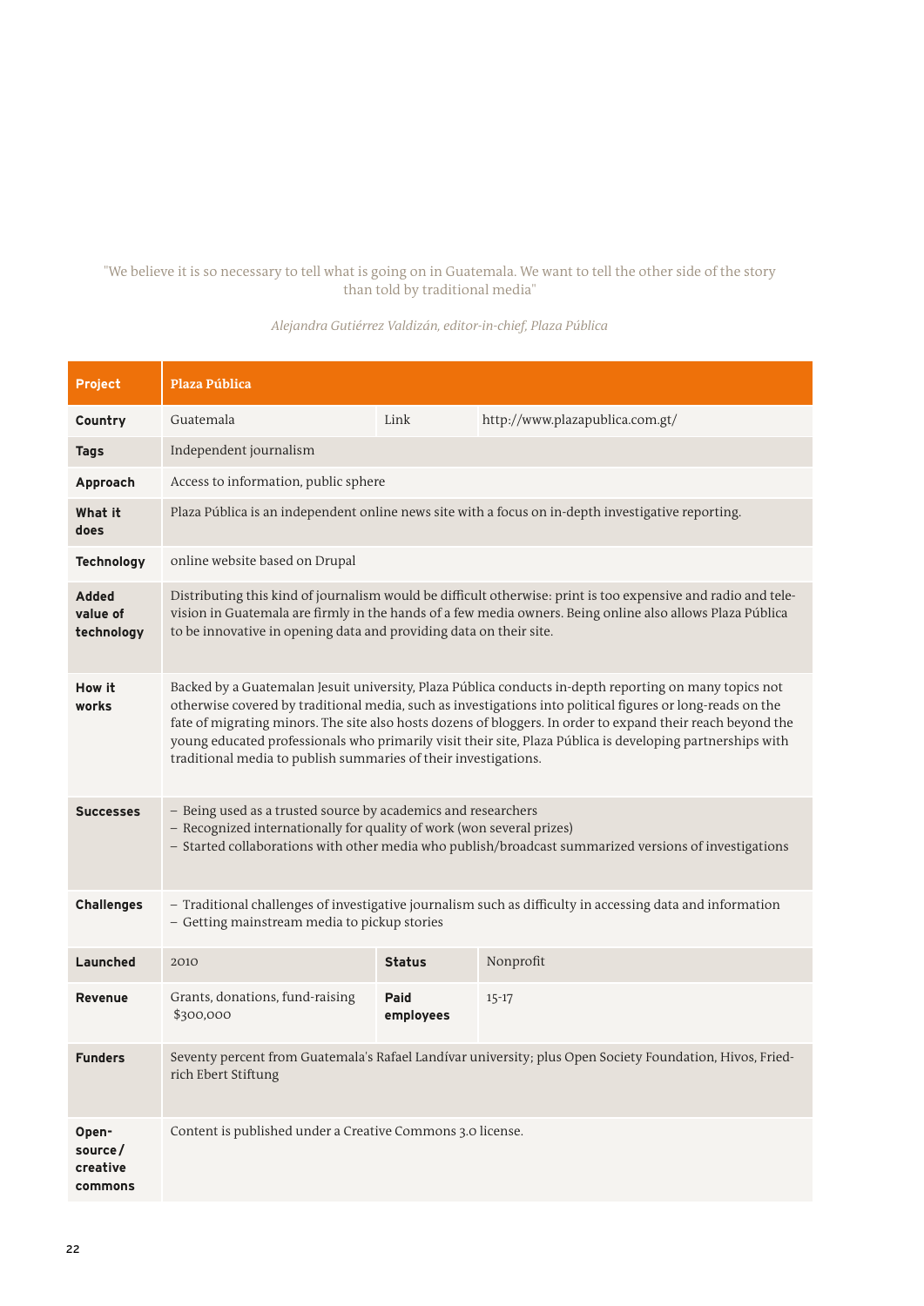"We believe it is so necessary to tell what is going on in Guatemala. We want to tell the other side of the story than told by traditional media"

*Alejandra Gutiérrez Valdizán, editor-in-chief, Plaza Pública*

| Project | Plaza Pública | | |
|---|---|---|---|
| Country | Guatemala | Link | http://www.plazapublica.com.gt/ |
| Tags | Independent journalism | | |
| Approach | Access to information, public sphere | | |
| What it does | Plaza Pública is an independent online news site with a focus on in-depth investigative reporting. | | |
| Technology | online website based on Drupal | | |
| Added value of technology | Distributing this kind of journalism would be difficult otherwise: print is too expensive and radio and television in Guatemala are firmly in the hands of a few media owners. Being online also allows Plaza Pública to be innovative in opening data and providing data on their site. | | |
| How it works | Backed by a Guatemalan Jesuit university, Plaza Pública conducts in-depth reporting on many topics not otherwise covered by traditional media, such as investigations into political figures or long-reads on the fate of migrating minors. The site also hosts dozens of bloggers. In order to expand their reach beyond the young educated professionals who primarily visit their site, Plaza Pública is developing partnerships with traditional media to publish summaries of their investigations. | | |
| Successes | – Being used as a trusted source by academics and researchers<br>– Recognized internationally for quality of work (won several prizes)<br>– Started collaborations with other media who publish/broadcast summarized versions of investigations | | |
| Challenges | – Traditional challenges of investigative journalism such as difficulty in accessing data and information<br>– Getting mainstream media to pickup stories | | |
| Launched | 2010 | Status | Nonprofit |
| Revenue | Grants, donations, fund-raising $300,000 | Paid employees | 15-17 |
| Funders | Seventy percent from Guatemala's Rafael Landívar university; plus Open Society Foundation, Hivos, Friedrich Ebert Stiftung | | |
| Open-source/creative commons | Content is published under a Creative Commons 3.0 license. | | |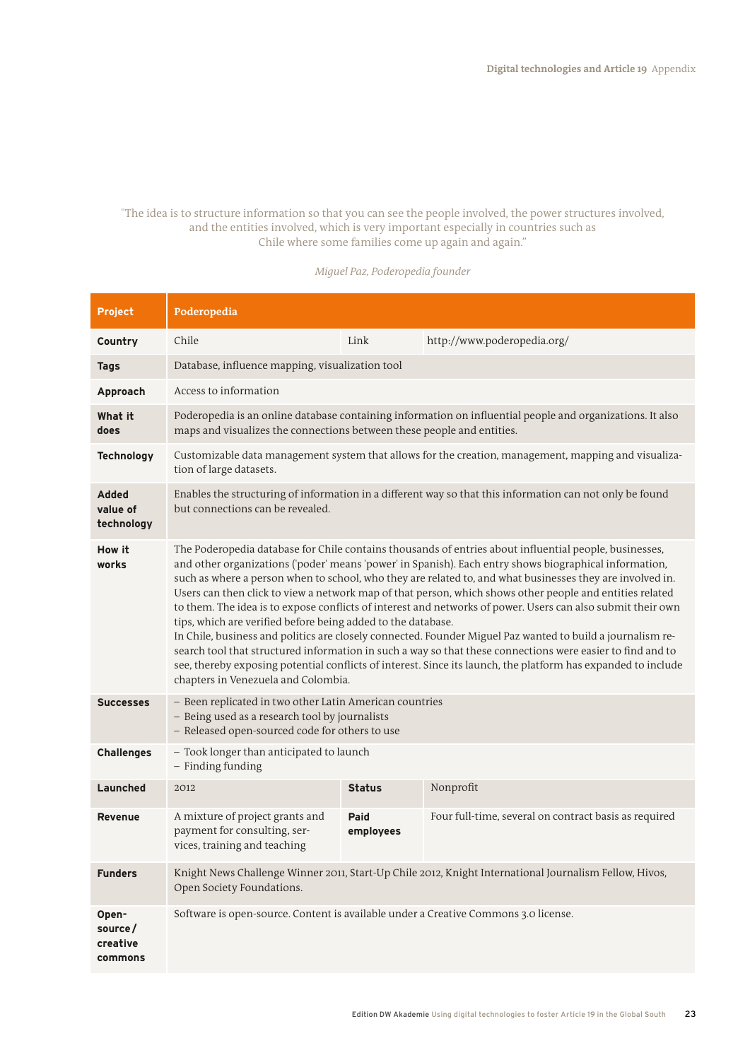"The idea is to structure information so that you can see the people involved, the power structures involved, and the entities involved, which is very important especially in countries such as Chile where some families come up again and again."

*Miguel Paz, Poderopedia founder*

| **Project** | **Poderopedia** | | |
|---|---|---|---|
| **Country** | Chile | Link | http://www.poderopedia.org/ |
| **Tags** | Database, influence mapping, visualization tool | | |
| **Approach** | Access to information | | |
| **What it does** | Poderopedia is an online database containing information on influential people and organizations. It also maps and visualizes the connections between these people and entities. | | |
| **Technology** | Customizable data management system that allows for the creation, management, mapping and visualization of large datasets. | | |
| **Added value of technology** | Enables the structuring of information in a different way so that this information can not only be found but connections can be revealed. | | |
| **How it works** | The Poderopedia database for Chile contains thousands of entries about influential people, businesses, and other organizations ('poder' means 'power' in Spanish). Each entry shows biographical information, such as where a person when to school, who they are related to, and what businesses they are involved in. Users can then click to view a network map of that person, which shows other people and entities related to them. The idea is to expose conflicts of interest and networks of power. Users can also submit their own tips, which are verified before being added to the database.<br>In Chile, business and politics are closely connected. Founder Miguel Paz wanted to build a journalism research tool that structured information in such a way so that these connections were easier to find and to see, thereby exposing potential conflicts of interest. Since its launch, the platform has expanded to include chapters in Venezuela and Colombia. | | |
| **Successes** | – Been replicated in two other Latin American countries<br>– Being used as a research tool by journalists<br>– Released open-sourced code for others to use | | |
| **Challenges** | – Took longer than anticipated to launch<br>– Finding funding | | |
| **Launched** | 2012 | **Status** | Nonprofit |
| **Revenue** | A mixture of project grants and payment for consulting, services, training and teaching | **Paid employees** | Four full-time, several on contract basis as required |
| **Funders** | Knight News Challenge Winner 2011, Start-Up Chile 2012, Knight International Journalism Fellow, Hivos, Open Society Foundations. | | |
| **Open-source / creative commons** | Software is open-source. Content is available under a Creative Commons 3.0 license. | | |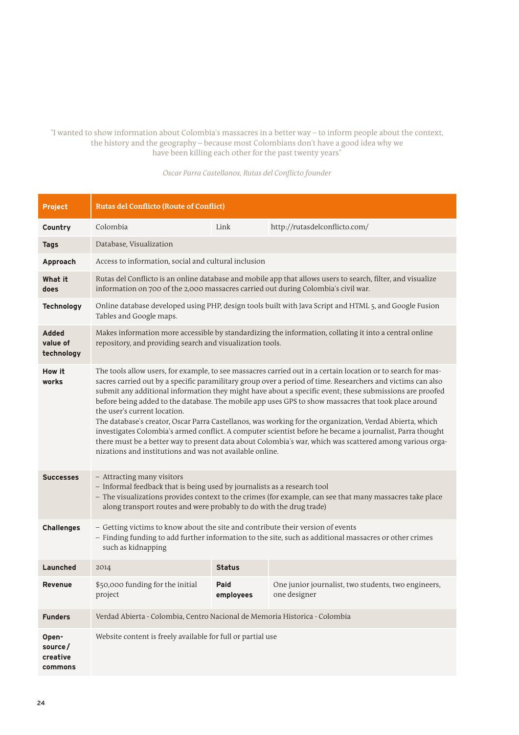"I wanted to show information about Colombia's massacres in a better way – to inform people about the context, the history and the geography – because most Colombians don't have a good idea why we have been killing each other for the past twenty years"

*Oscar Parra Castellanos, Rutas del Conflicto founder*

| Project | Rutas del Conflicto (Route of Conflict) | | |
|---|---|---|---|
| Country | Colombia | Link | http://rutasdelconflicto.com/ |
| Tags | Database, Visualization | | |
| Approach | Access to information, social and cultural inclusion | | |
| What it does | Rutas del Conflicto is an online database and mobile app that allows users to search, filter, and visualize information on 700 of the 2,000 massacres carried out during Colombia's civil war. | | |
| Technology | Online database developed using PHP, design tools built with Java Script and HTML 5, and Google Fusion Tables and Google maps. | | |
| Added value of technology | Makes information more accessible by standardizing the information, collating it into a central online repository, and providing search and visualization tools. | | |
| How it works | The tools allow users, for example, to see massacres carried out in a certain location or to search for massacres carried out by a specific paramilitary group over a period of time. Researchers and victims can also submit any additional information they might have about a specific event; these submissions are proofed before being added to the database. The mobile app uses GPS to show massacres that took place around the user's current location.<br>The database's creator, Oscar Parra Castellanos, was working for the organization, Verdad Abierta, which investigates Colombia's armed conflict. A computer scientist before he became a journalist, Parra thought there must be a better way to present data about Colombia's war, which was scattered among various organizations and institutions and was not available online. | | |
| Successes | – Attracting many visitors<br>– Informal feedback that is being used by journalists as a research tool<br>– The visualizations provides context to the crimes (for example, can see that many massacres take place along transport routes and were probably to do with the drug trade) | | |
| Challenges | – Getting victims to know about the site and contribute their version of events<br>– Finding funding to add further information to the site, such as additional massacres or other crimes such as kidnapping | | |
| Launched | 2014 | Status | |
| Revenue | $50,000 funding for the initial project | Paid employees | One junior journalist, two students, two engineers, one designer |
| Funders | Verdad Abierta - Colombia, Centro Nacional de Memoria Historica - Colombia | | |
| Open-source / creative commons | Website content is freely available for full or partial use | | |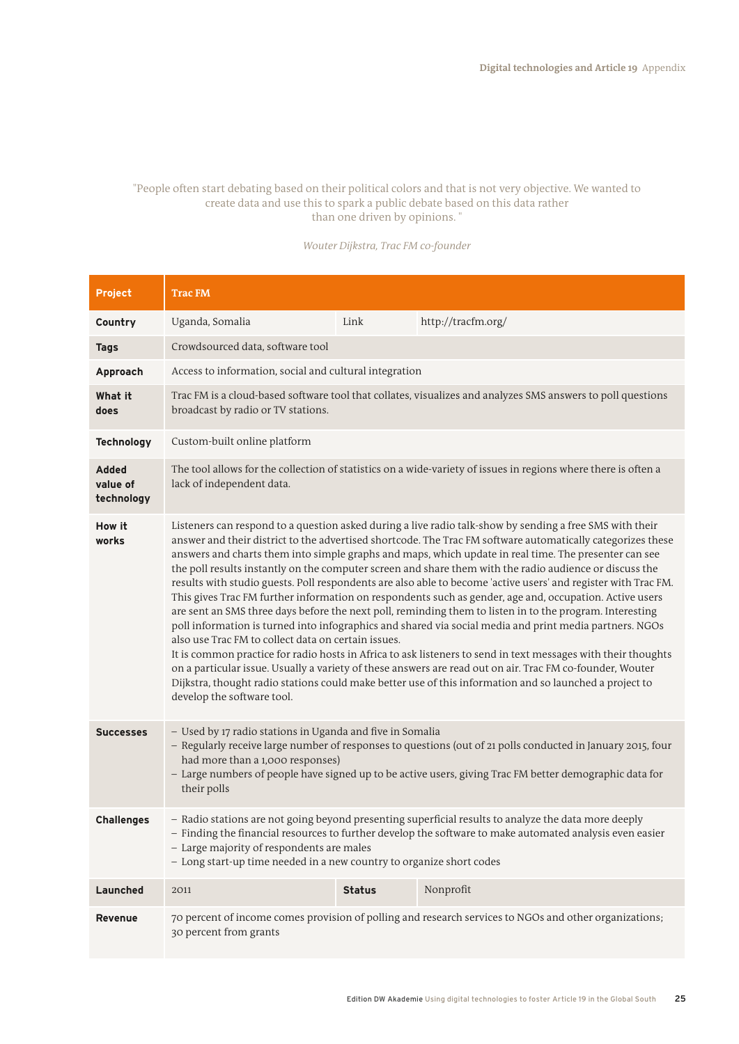"People often start debating based on their political colors and that is not very objective. We wanted to create data and use this to spark a public debate based on this data rather than one driven by opinions. "

*Wouter Dijkstra, Trac FM co-founder*

| **Project** | **Trac FM** | | |
|---|---|---|---|
| **Country** | Uganda, Somalia | Link | http://tracfm.org/ |
| **Tags** | Crowdsourced data, software tool | | |
| **Approach** | Access to information, social and cultural integration | | |
| **What it does** | Trac FM is a cloud-based software tool that collates, visualizes and analyzes SMS answers to poll questions broadcast by radio or TV stations. | | |
| **Technology** | Custom-built online platform | | |
| **Added value of technology** | The tool allows for the collection of statistics on a wide-variety of issues in regions where there is often a lack of independent data. | | |
| **How it works** | Listeners can respond to a question asked during a live radio talk-show by sending a free SMS with their answer and their district to the advertised shortcode. The Trac FM software automatically categorizes these answers and charts them into simple graphs and maps, which update in real time. The presenter can see the poll results instantly on the computer screen and share them with the radio audience or discuss the results with studio guests. Poll respondents are also able to become 'active users' and register with Trac FM. This gives Trac FM further information on respondents such as gender, age and, occupation. Active users are sent an SMS three days before the next poll, reminding them to listen in to the program. Interesting poll information is turned into infographics and shared via social media and print media partners. NGOs also use Trac FM to collect data on certain issues.<br>It is common practice for radio hosts in Africa to ask listeners to send in text messages with their thoughts on a particular issue. Usually a variety of these answers are read out on air. Trac FM co-founder, Wouter Dijkstra, thought radio stations could make better use of this information and so launched a project to develop the software tool. | | |
| **Successes** | – Used by 17 radio stations in Uganda and five in Somalia<br>– Regularly receive large number of responses to questions (out of 21 polls conducted in January 2015, four had more than a 1,000 responses)<br>– Large numbers of people have signed up to be active users, giving Trac FM better demographic data for their polls | | |
| **Challenges** | – Radio stations are not going beyond presenting superficial results to analyze the data more deeply<br>– Finding the financial resources to further develop the software to make automated analysis even easier<br>– Large majority of respondents are males<br>– Long start-up time needed in a new country to organize short codes | | |
| **Launched** | 2011 | **Status** | Nonprofit |
| **Revenue** | 70 percent of income comes provision of polling and research services to NGOs and other organizations; 30 percent from grants | | |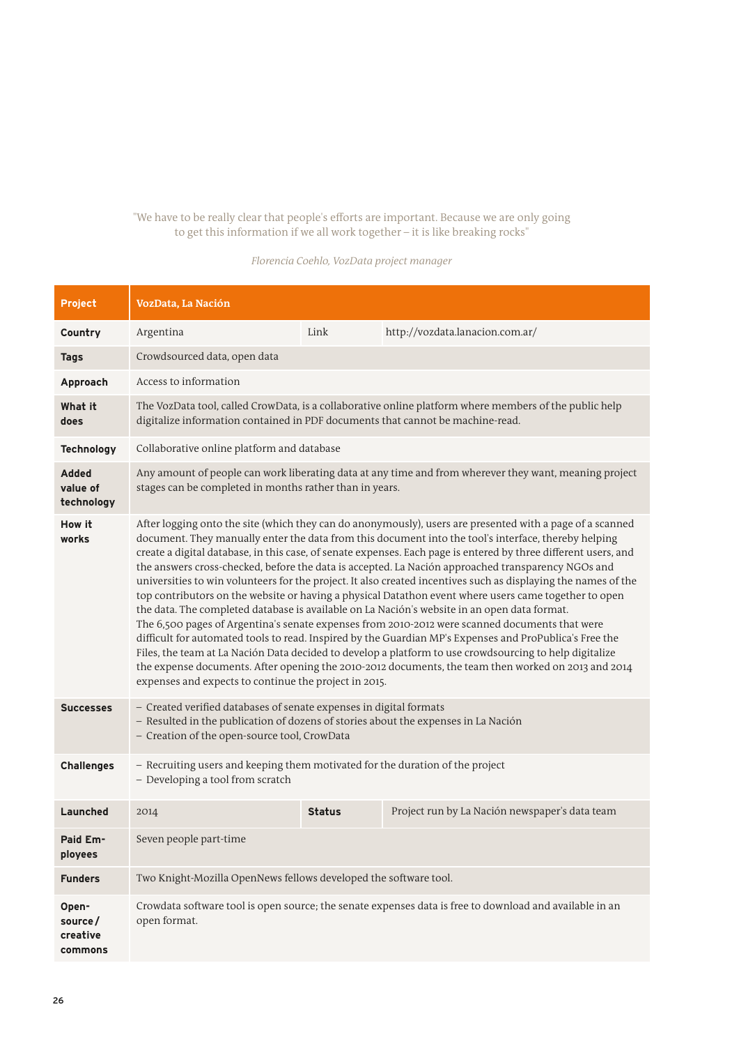"We have to be really clear that people's efforts are important. Because we are only going to get this information if we all work together – it is like breaking rocks"

*Florencia Coehlo, VozData project manager*

| **Project** | **VozData, La Nación** | | |
|---|---|---|---|
| **Country** | Argentina | Link | http://vozdata.lanacion.com.ar/ |
| **Tags** | Crowdsourced data, open data | | |
| **Approach** | Access to information | | |
| **What it does** | The VozData tool, called CrowData, is a collaborative online platform where members of the public help digitalize information contained in PDF documents that cannot be machine-read. | | |
| **Technology** | Collaborative online platform and database | | |
| **Added value of technology** | Any amount of people can work liberating data at any time and from wherever they want, meaning project stages can be completed in months rather than in years. | | |
| **How it works** | After logging onto the site (which they can do anonymously), users are presented with a page of a scanned document. They manually enter the data from this document into the tool's interface, thereby helping create a digital database, in this case, of senate expenses. Each page is entered by three different users, and the answers cross-checked, before the data is accepted. La Nación approached transparency NGOs and universities to win volunteers for the project. It also created incentives such as displaying the names of the top contributors on the website or having a physical Datathon event where users came together to open the data. The completed database is available on La Nación's website in an open data format.<br>The 6,500 pages of Argentina's senate expenses from 2010-2012 were scanned documents that were difficult for automated tools to read. Inspired by the Guardian MP's Expenses and ProPublica's Free the Files, the team at La Nación Data decided to develop a platform to use crowdsourcing to help digitalize the expense documents. After opening the 2010-2012 documents, the team then worked on 2013 and 2014 expenses and expects to continue the project in 2015. | | |
| **Successes** | – Created verified databases of senate expenses in digital formats<br>– Resulted in the publication of dozens of stories about the expenses in La Nación<br>– Creation of the open-source tool, CrowData | | |
| **Challenges** | – Recruiting users and keeping them motivated for the duration of the project<br>– Developing a tool from scratch | | |
| **Launched** | 2014 | **Status** | Project run by La Nación newspaper's data team |
| **Paid Employees** | Seven people part-time | | |
| **Funders** | Two Knight-Mozilla OpenNews fellows developed the software tool. | | |
| **Open-source/creative commons** | Crowdata software tool is open source; the senate expenses data is free to download and available in an open format. | | |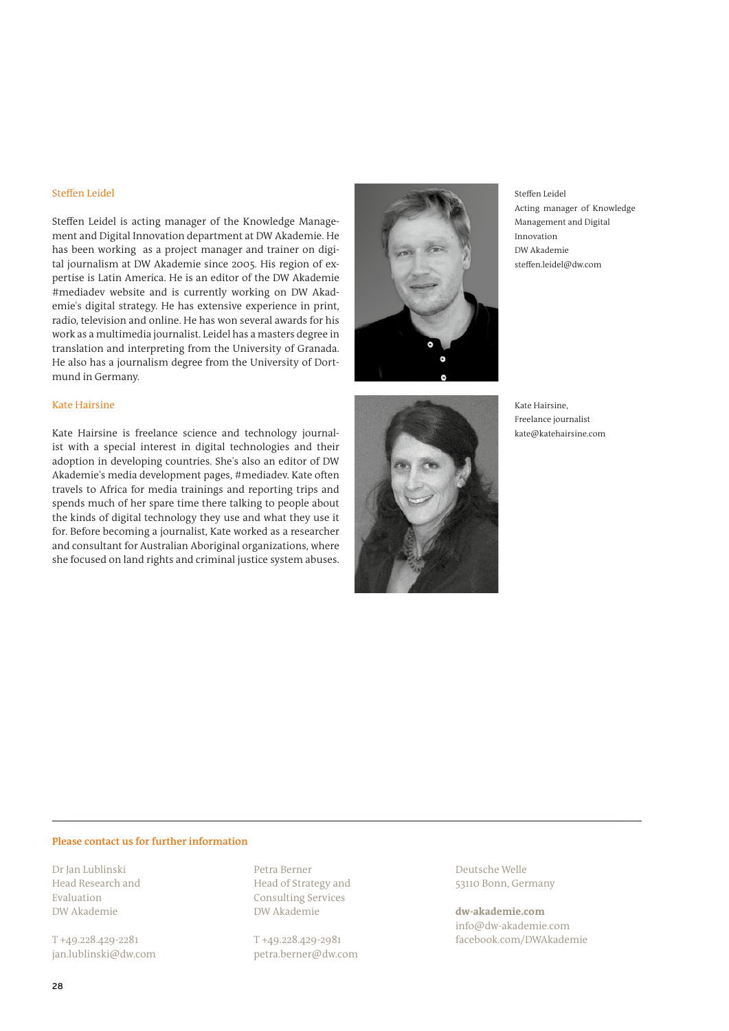### Steffen Leidel

Steffen Leidel is acting manager of the Knowledge Management and Digital Innovation department at DW Akademie. He has been working as a project manager and trainer on digital journalism at DW Akademie since 2005. His region of expertise is Latin America. He is an editor of the DW Akademie #mediadev website and is currently working on DW Akademie's digital strategy. He has extensive experience in print, radio, television and online. He has won several awards for his work as a multimedia journalist. Leidel has a masters degree in translation and interpreting from the University of Granada. He also has a journalism degree from the University of Dortmund in Germany.

Steffen Leidel
Acting manager of Knowledge Management and Digital Innovation
DW Akademie
steffen.leidel@dw.com

### Kate Hairsine

Kate Hairsine is freelance science and technology journalist with a special interest in digital technologies and their adoption in developing countries. She's also an editor of DW Akademie's media development pages, #mediadev. Kate often travels to Africa for media trainings and reporting trips and spends much of her spare time there talking to people about the kinds of digital technology they use and what they use it for. Before becoming a journalist, Kate worked as a researcher and consultant for Australian Aboriginal organizations, where she focused on land rights and criminal justice system abuses.

Kate Hairsine,
Freelance journalist
kate@katehairsine.com

---

**Please contact us for further information**

Dr Jan Lublinski
Head Research and Evaluation
DW Akademie

T +49.228.429-2281
jan.lublinski@dw.com

Petra Berner
Head of Strategy and Consulting Services
DW Akademie

T +49.228.429-2981
petra.berner@dw.com

Deutsche Welle
53110 Bonn, Germany

**dw-akademie.com**
info@dw-akademie.com
facebook.com/DWAkademie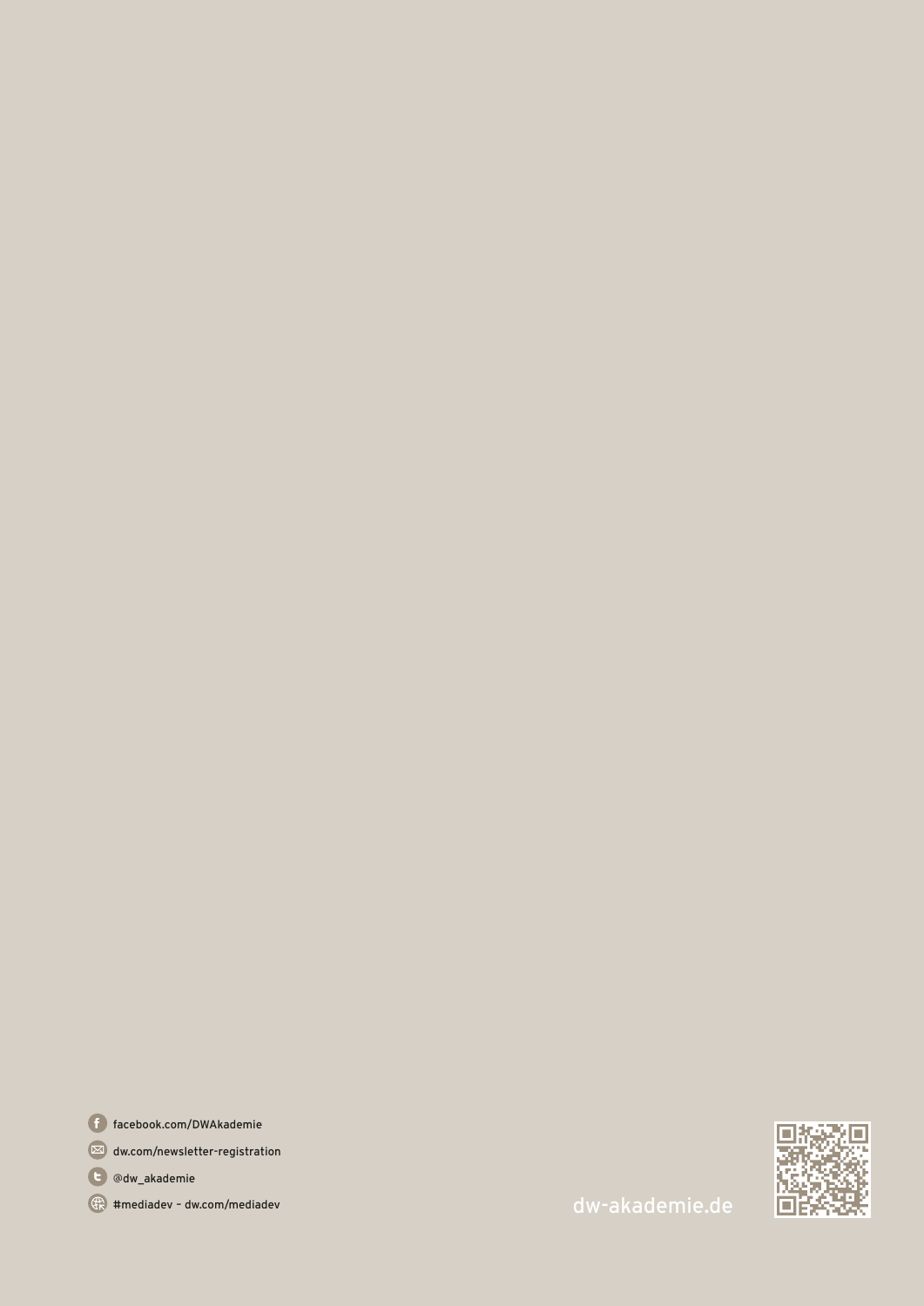facebook.com/DWAkademie

dw.com/newsletter-registration

@dw_akademie

#mediadev – dw.com/mediadev

dw-akademie.de